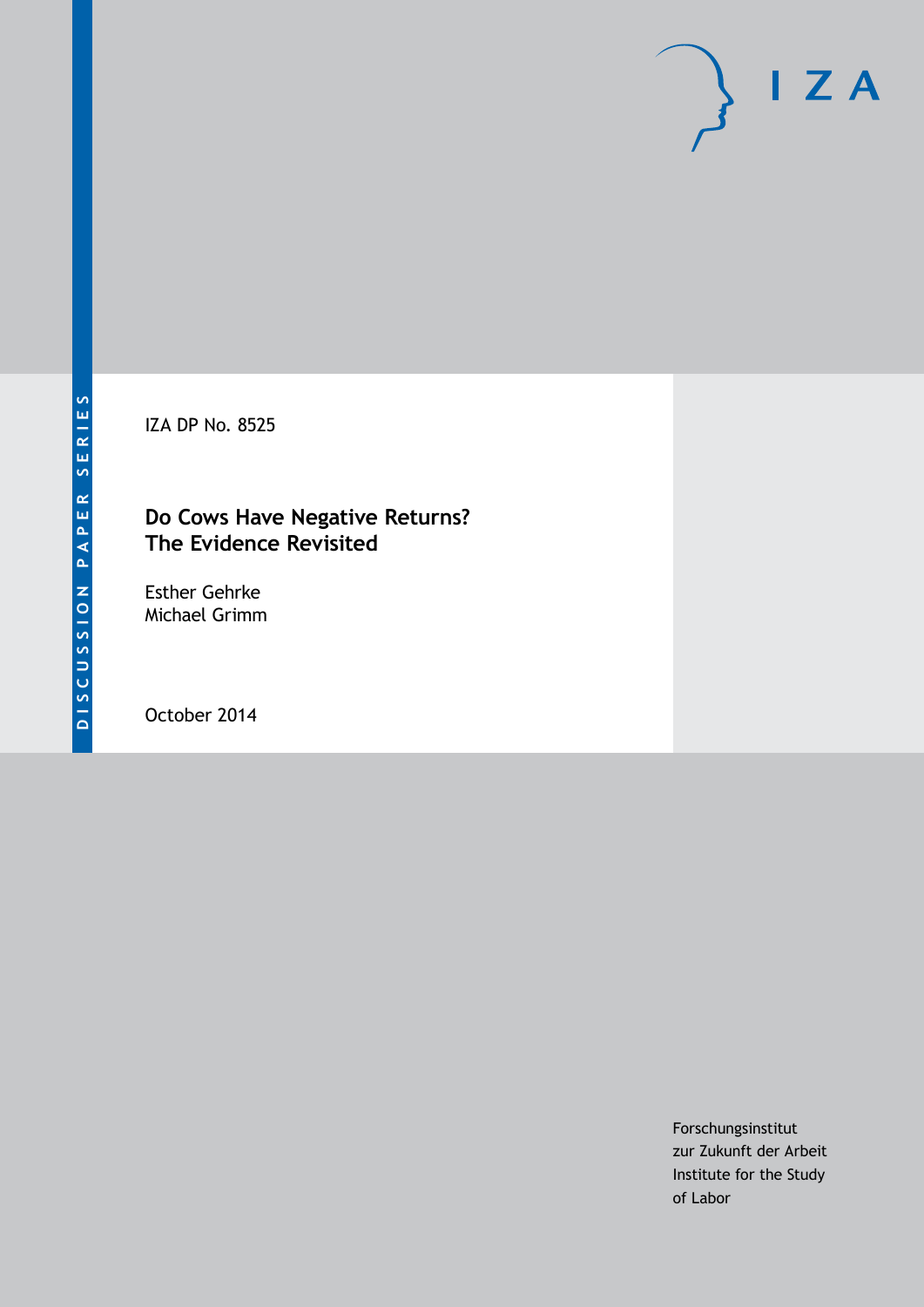DISCUSSION PAPER SERIES

IZA DP No. 8525

# Do Cows Have Negative Returns? The Evidence Revisited

Esther Gehrke
Michael Grimm

October 2014

Forschungsinstitut
zur Zukunft der Arbeit
Institute for the Study
of Labor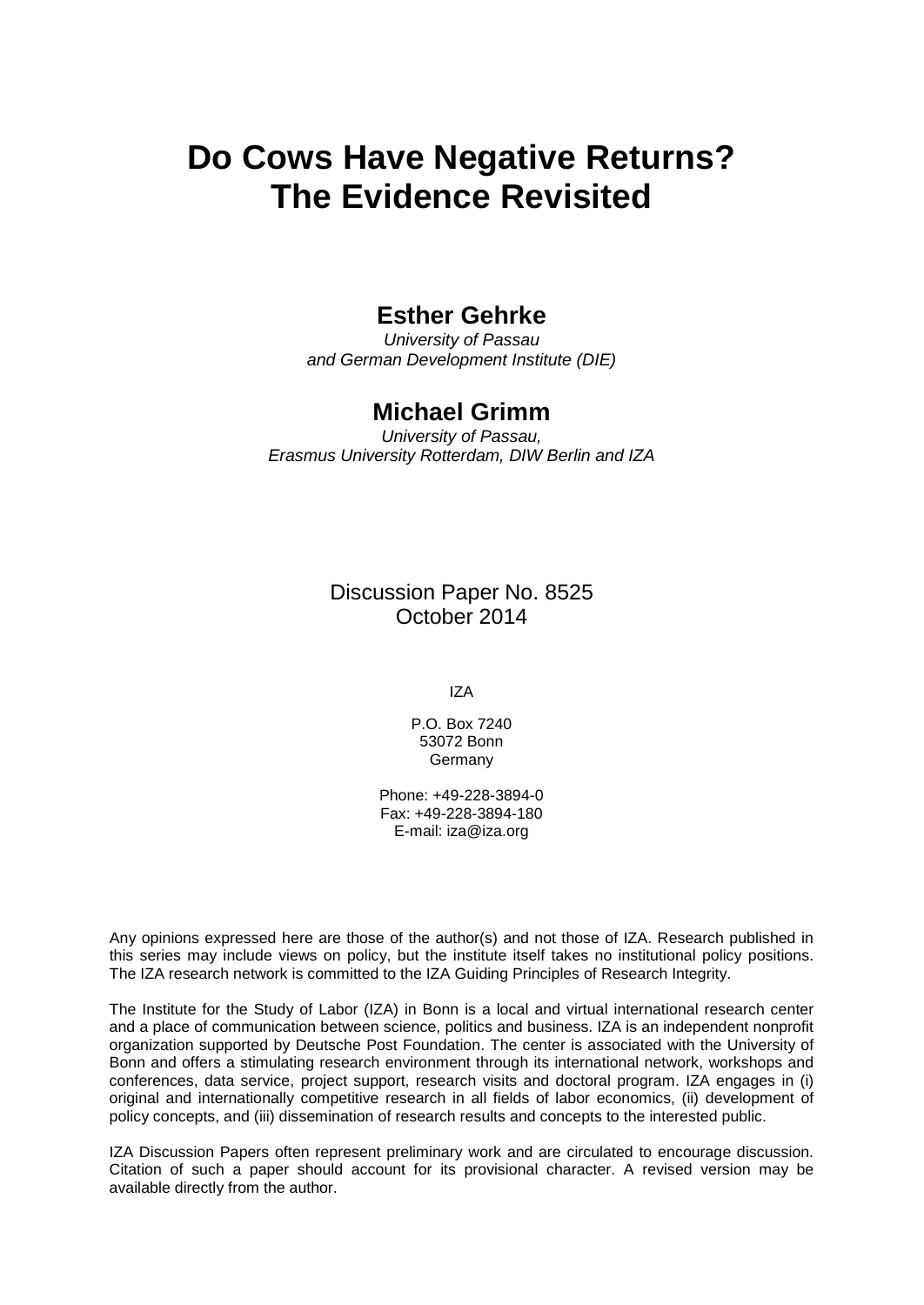# Do Cows Have Negative Returns? The Evidence Revisited

## Esther Gehrke

*University of Passau and German Development Institute (DIE)*

## Michael Grimm

*University of Passau, Erasmus University Rotterdam, DIW Berlin and IZA*

Discussion Paper No. 8525
October 2014

IZA

P.O. Box 7240
53072 Bonn
Germany

Phone: +49-228-3894-0
Fax: +49-228-3894-180
E-mail: iza@iza.org

Any opinions expressed here are those of the author(s) and not those of IZA. Research published in this series may include views on policy, but the institute itself takes no institutional policy positions. The IZA research network is committed to the IZA Guiding Principles of Research Integrity.

The Institute for the Study of Labor (IZA) in Bonn is a local and virtual international research center and a place of communication between science, politics and business. IZA is an independent nonprofit organization supported by Deutsche Post Foundation. The center is associated with the University of Bonn and offers a stimulating research environment through its international network, workshops and conferences, data service, project support, research visits and doctoral program. IZA engages in (i) original and internationally competitive research in all fields of labor economics, (ii) development of policy concepts, and (iii) dissemination of research results and concepts to the interested public.

IZA Discussion Papers often represent preliminary work and are circulated to encourage discussion. Citation of such a paper should account for its provisional character. A revised version may be available directly from the author.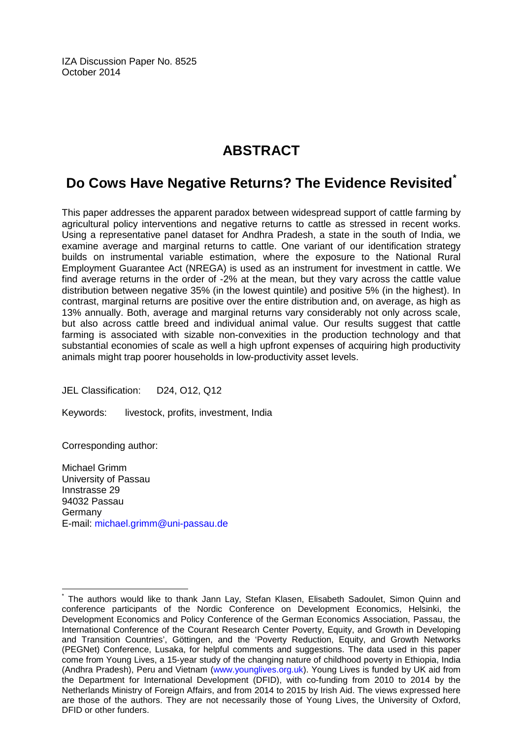IZA Discussion Paper No. 8525
October 2014

# ABSTRACT

## Do Cows Have Negative Returns? The Evidence Revisited[*]

This paper addresses the apparent paradox between widespread support of cattle farming by agricultural policy interventions and negative returns to cattle as stressed in recent works. Using a representative panel dataset for Andhra Pradesh, a state in the south of India, we examine average and marginal returns to cattle. One variant of our identification strategy builds on instrumental variable estimation, where the exposure to the National Rural Employment Guarantee Act (NREGA) is used as an instrument for investment in cattle. We find average returns in the order of -2% at the mean, but they vary across the cattle value distribution between negative 35% (in the lowest quintile) and positive 5% (in the highest). In contrast, marginal returns are positive over the entire distribution and, on average, as high as 13% annually. Both, average and marginal returns vary considerably not only across scale, but also across cattle breed and individual animal value. Our results suggest that cattle farming is associated with sizable non-convexities in the production technology and that substantial economies of scale as well a high upfront expenses of acquiring high productivity animals might trap poorer households in low-productivity asset levels.

JEL Classification: D24, O12, Q12

Keywords: livestock, profits, investment, India

Corresponding author:

Michael Grimm
University of Passau
Innstrasse 29
94032 Passau
Germany
E-mail: michael.grimm@uni-passau.de

---

[*] The authors would like to thank Jann Lay, Stefan Klasen, Elisabeth Sadoulet, Simon Quinn and conference participants of the Nordic Conference on Development Economics, Helsinki, the Development Economics and Policy Conference of the German Economics Association, Passau, the International Conference of the Courant Research Center Poverty, Equity, and Growth in Developing and Transition Countries', Göttingen, and the 'Poverty Reduction, Equity, and Growth Networks (PEGNet) Conference, Lusaka, for helpful comments and suggestions. The data used in this paper come from Young Lives, a 15-year study of the changing nature of childhood poverty in Ethiopia, India (Andhra Pradesh), Peru and Vietnam (www.younglives.org.uk). Young Lives is funded by UK aid from the Department for International Development (DFID), with co-funding from 2010 to 2014 by the Netherlands Ministry of Foreign Affairs, and from 2014 to 2015 by Irish Aid. The views expressed here are those of the authors. They are not necessarily those of Young Lives, the University of Oxford, DFID or other funders.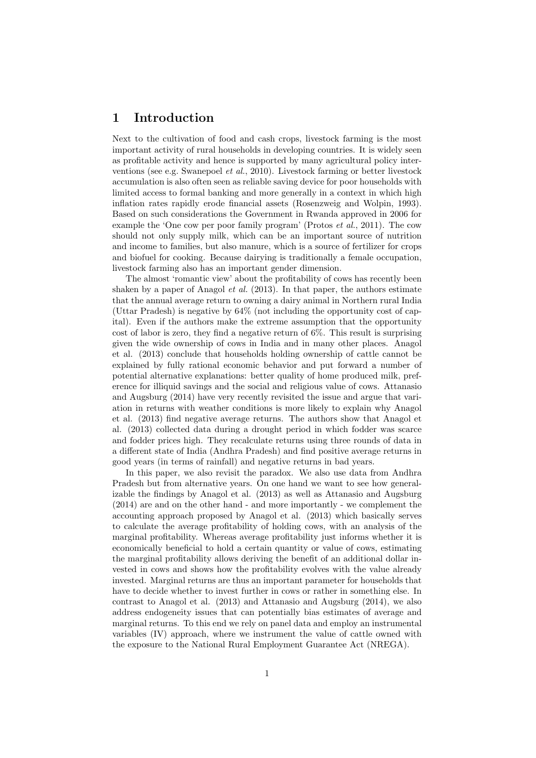# 1 Introduction

Next to the cultivation of food and cash crops, livestock farming is the most important activity of rural households in developing countries. It is widely seen as profitable activity and hence is supported by many agricultural policy interventions (see e.g. Swanepoel *et al.*, 2010). Livestock farming or better livestock accumulation is also often seen as reliable saving device for poor households with limited access to formal banking and more generally in a context in which high inflation rates rapidly erode financial assets (Rosenzweig and Wolpin, 1993). Based on such considerations the Government in Rwanda approved in 2006 for example the 'One cow per poor family program' (Protos *et al.*, 2011). The cow should not only supply milk, which can be an important source of nutrition and income to families, but also manure, which is a source of fertilizer for crops and biofuel for cooking. Because dairying is traditionally a female occupation, livestock farming also has an important gender dimension.

The almost 'romantic view' about the profitability of cows has recently been shaken by a paper of Anagol *et al.* (2013). In that paper, the authors estimate that the annual average return to owning a dairy animal in Northern rural India (Uttar Pradesh) is negative by 64% (not including the opportunity cost of capital). Even if the authors make the extreme assumption that the opportunity cost of labor is zero, they find a negative return of 6%. This result is surprising given the wide ownership of cows in India and in many other places. Anagol et al. (2013) conclude that households holding ownership of cattle cannot be explained by fully rational economic behavior and put forward a number of potential alternative explanations: better quality of home produced milk, preference for illiquid savings and the social and religious value of cows. Attanasio and Augsburg (2014) have very recently revisited the issue and argue that variation in returns with weather conditions is more likely to explain why Anagol et al. (2013) find negative average returns. The authors show that Anagol et al. (2013) collected data during a drought period in which fodder was scarce and fodder prices high. They recalculate returns using three rounds of data in a different state of India (Andhra Pradesh) and find positive average returns in good years (in terms of rainfall) and negative returns in bad years.

In this paper, we also revisit the paradox. We also use data from Andhra Pradesh but from alternative years. On one hand we want to see how generalizable the findings by Anagol et al. (2013) as well as Attanasio and Augsburg (2014) are and on the other hand - and more importantly - we complement the accounting approach proposed by Anagol et al. (2013) which basically serves to calculate the average profitability of holding cows, with an analysis of the marginal profitability. Whereas average profitability just informs whether it is economically beneficial to hold a certain quantity or value of cows, estimating the marginal profitability allows deriving the benefit of an additional dollar invested in cows and shows how the profitability evolves with the value already invested. Marginal returns are thus an important parameter for households that have to decide whether to invest further in cows or rather in something else. In contrast to Anagol et al. (2013) and Attanasio and Augsburg (2014), we also address endogeneity issues that can potentially bias estimates of average and marginal returns. To this end we rely on panel data and employ an instrumental variables (IV) approach, where we instrument the value of cattle owned with the exposure to the National Rural Employment Guarantee Act (NREGA).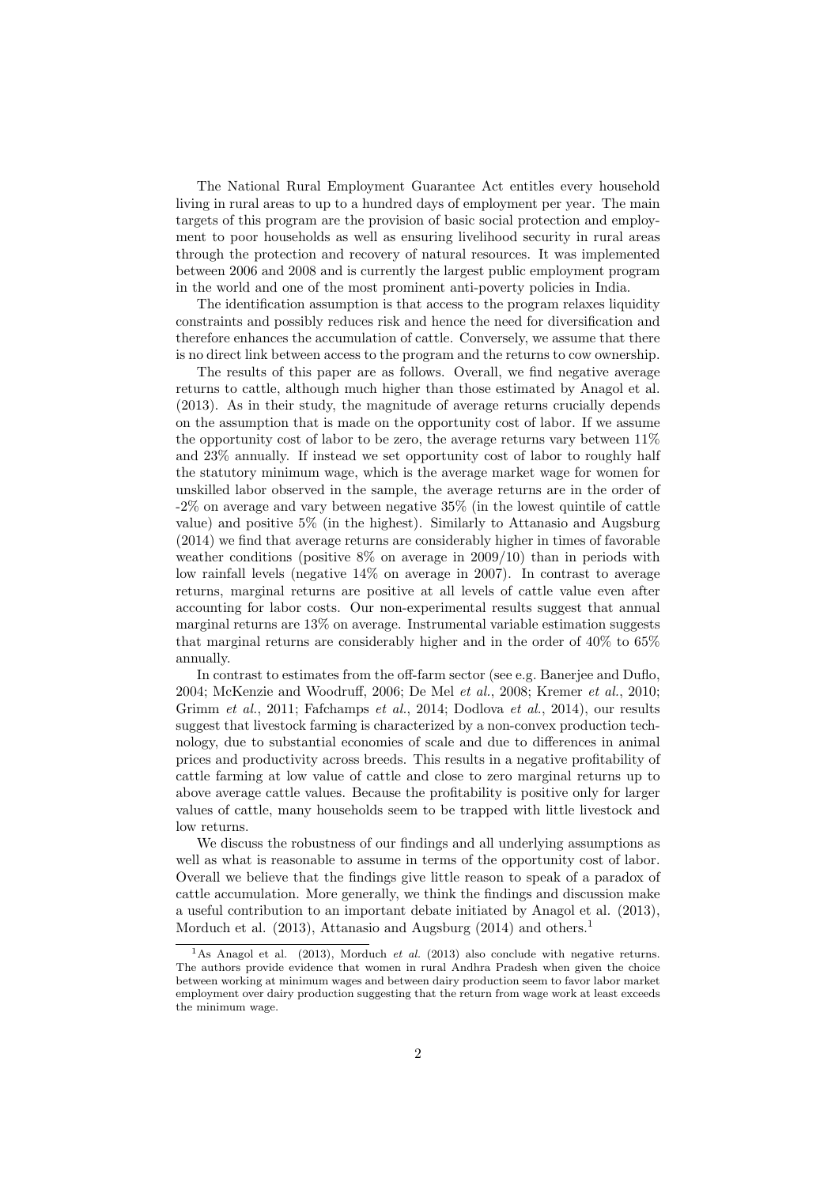The National Rural Employment Guarantee Act entitles every household living in rural areas to up to a hundred days of employment per year. The main targets of this program are the provision of basic social protection and employment to poor households as well as ensuring livelihood security in rural areas through the protection and recovery of natural resources. It was implemented between 2006 and 2008 and is currently the largest public employment program in the world and one of the most prominent anti-poverty policies in India.

The identification assumption is that access to the program relaxes liquidity constraints and possibly reduces risk and hence the need for diversification and therefore enhances the accumulation of cattle. Conversely, we assume that there is no direct link between access to the program and the returns to cow ownership.

The results of this paper are as follows. Overall, we find negative average returns to cattle, although much higher than those estimated by Anagol et al. (2013). As in their study, the magnitude of average returns crucially depends on the assumption that is made on the opportunity cost of labor. If we assume the opportunity cost of labor to be zero, the average returns vary between 11% and 23% annually. If instead we set opportunity cost of labor to roughly half the statutory minimum wage, which is the average market wage for women for unskilled labor observed in the sample, the average returns are in the order of -2% on average and vary between negative 35% (in the lowest quintile of cattle value) and positive 5% (in the highest). Similarly to Attanasio and Augsburg (2014) we find that average returns are considerably higher in times of favorable weather conditions (positive 8% on average in 2009/10) than in periods with low rainfall levels (negative 14% on average in 2007). In contrast to average returns, marginal returns are positive at all levels of cattle value even after accounting for labor costs. Our non-experimental results suggest that annual marginal returns are 13% on average. Instrumental variable estimation suggests that marginal returns are considerably higher and in the order of 40% to 65% annually.

In contrast to estimates from the off-farm sector (see e.g. Banerjee and Duflo, 2004; McKenzie and Woodruff, 2006; De Mel *et al.*, 2008; Kremer *et al.*, 2010; Grimm *et al.*, 2011; Fafchamps *et al.*, 2014; Dodlova *et al.*, 2014), our results suggest that livestock farming is characterized by a non-convex production technology, due to substantial economies of scale and due to differences in animal prices and productivity across breeds. This results in a negative profitability of cattle farming at low value of cattle and close to zero marginal returns up to above average cattle values. Because the profitability is positive only for larger values of cattle, many households seem to be trapped with little livestock and low returns.

We discuss the robustness of our findings and all underlying assumptions as well as what is reasonable to assume in terms of the opportunity cost of labor. Overall we believe that the findings give little reason to speak of a paradox of cattle accumulation. More generally, we think the findings and discussion make a useful contribution to an important debate initiated by Anagol et al. (2013), Morduch et al. (2013), Attanasio and Augsburg (2014) and others.[1]

[1] As Anagol et al. (2013), Morduch *et al.* (2013) also conclude with negative returns. The authors provide evidence that women in rural Andhra Pradesh when given the choice between working at minimum wages and between dairy production seem to favor labor market employment over dairy production suggesting that the return from wage work at least exceeds the minimum wage.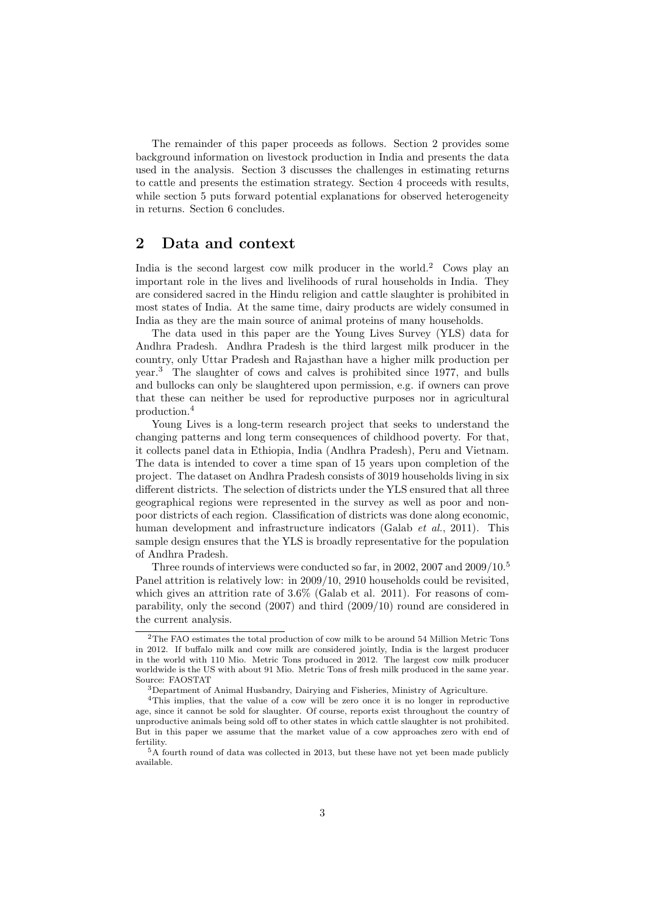The remainder of this paper proceeds as follows. Section 2 provides some background information on livestock production in India and presents the data used in the analysis. Section 3 discusses the challenges in estimating returns to cattle and presents the estimation strategy. Section 4 proceeds with results, while section 5 puts forward potential explanations for observed heterogeneity in returns. Section 6 concludes.

## 2 Data and context

India is the second largest cow milk producer in the world.[2] Cows play an important role in the lives and livelihoods of rural households in India. They are considered sacred in the Hindu religion and cattle slaughter is prohibited in most states of India. At the same time, dairy products are widely consumed in India as they are the main source of animal proteins of many households.

The data used in this paper are the Young Lives Survey (YLS) data for Andhra Pradesh. Andhra Pradesh is the third largest milk producer in the country, only Uttar Pradesh and Rajasthan have a higher milk production per year.[3] The slaughter of cows and calves is prohibited since 1977, and bulls and bullocks can only be slaughtered upon permission, e.g. if owners can prove that these can neither be used for reproductive purposes nor in agricultural production.[4]

Young Lives is a long-term research project that seeks to understand the changing patterns and long term consequences of childhood poverty. For that, it collects panel data in Ethiopia, India (Andhra Pradesh), Peru and Vietnam. The data is intended to cover a time span of 15 years upon completion of the project. The dataset on Andhra Pradesh consists of 3019 households living in six different districts. The selection of districts under the YLS ensured that all three geographical regions were represented in the survey as well as poor and non-poor districts of each region. Classification of districts was done along economic, human development and infrastructure indicators (Galab *et al.*, 2011). This sample design ensures that the YLS is broadly representative for the population of Andhra Pradesh.

Three rounds of interviews were conducted so far, in 2002, 2007 and 2009/10.[5] Panel attrition is relatively low: in 2009/10, 2910 households could be revisited, which gives an attrition rate of 3.6% (Galab et al. 2011). For reasons of comparability, only the second (2007) and third (2009/10) round are considered in the current analysis.

---

[2] The FAO estimates the total production of cow milk to be around 54 Million Metric Tons in 2012. If buffalo milk and cow milk are considered jointly, India is the largest producer in the world with 110 Mio. Metric Tons produced in 2012. The largest cow milk producer worldwide is the US with about 91 Mio. Metric Tons of fresh milk produced in the same year. Source: FAOSTAT

[3] Department of Animal Husbandry, Dairying and Fisheries, Ministry of Agriculture.

[4] This implies, that the value of a cow will be zero once it is no longer in reproductive age, since it cannot be sold for slaughter. Of course, reports exist throughout the country of unproductive animals being sold off to other states in which cattle slaughter is not prohibited. But in this paper we assume that the market value of a cow approaches zero with end of fertility.

[5] A fourth round of data was collected in 2013, but these have not yet been made publicly available.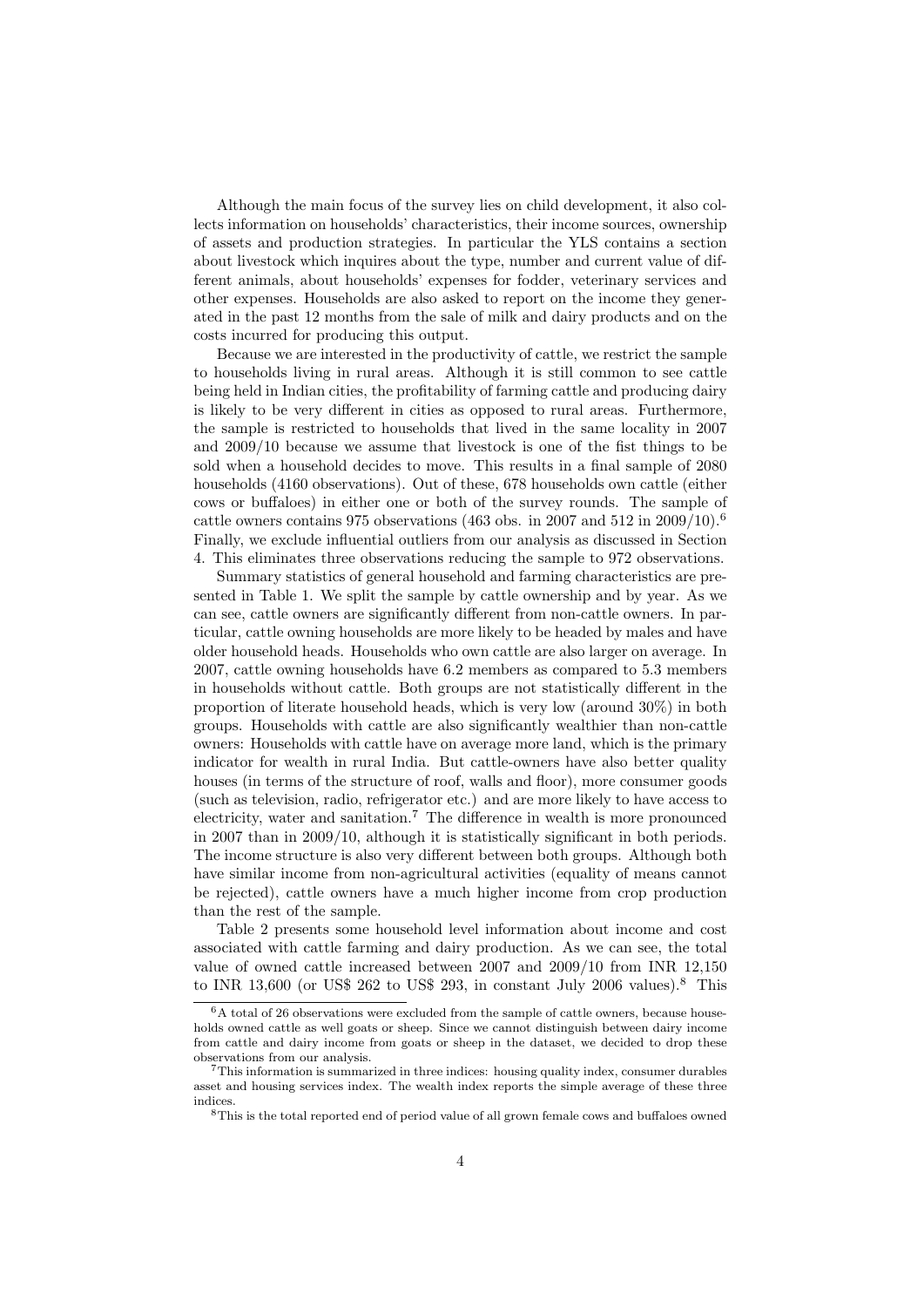Although the main focus of the survey lies on child development, it also collects information on households' characteristics, their income sources, ownership of assets and production strategies. In particular the YLS contains a section about livestock which inquires about the type, number and current value of different animals, about households' expenses for fodder, veterinary services and other expenses. Households are also asked to report on the income they generated in the past 12 months from the sale of milk and dairy products and on the costs incurred for producing this output.

Because we are interested in the productivity of cattle, we restrict the sample to households living in rural areas. Although it is still common to see cattle being held in Indian cities, the profitability of farming cattle and producing dairy is likely to be very different in cities as opposed to rural areas. Furthermore, the sample is restricted to households that lived in the same locality in 2007 and 2009/10 because we assume that livestock is one of the fist things to be sold when a household decides to move. This results in a final sample of 2080 households (4160 observations). Out of these, 678 households own cattle (either cows or buffaloes) in either one or both of the survey rounds. The sample of cattle owners contains 975 observations (463 obs. in 2007 and 512 in 2009/10).[6] Finally, we exclude influential outliers from our analysis as discussed in Section 4. This eliminates three observations reducing the sample to 972 observations.

Summary statistics of general household and farming characteristics are presented in Table 1. We split the sample by cattle ownership and by year. As we can see, cattle owners are significantly different from non-cattle owners. In particular, cattle owning households are more likely to be headed by males and have older household heads. Households who own cattle are also larger on average. In 2007, cattle owning households have 6.2 members as compared to 5.3 members in households without cattle. Both groups are not statistically different in the proportion of literate household heads, which is very low (around 30%) in both groups. Households with cattle are also significantly wealthier than non-cattle owners: Households with cattle have on average more land, which is the primary indicator for wealth in rural India. But cattle-owners have also better quality houses (in terms of the structure of roof, walls and floor), more consumer goods (such as television, radio, refrigerator etc.) and are more likely to have access to electricity, water and sanitation.[7] The difference in wealth is more pronounced in 2007 than in 2009/10, although it is statistically significant in both periods. The income structure is also very different between both groups. Although both have similar income from non-agricultural activities (equality of means cannot be rejected), cattle owners have a much higher income from crop production than the rest of the sample.

Table 2 presents some household level information about income and cost associated with cattle farming and dairy production. As we can see, the total value of owned cattle increased between 2007 and 2009/10 from INR 12,150 to INR 13,600 (or US$ 262 to US$ 293, in constant July 2006 values).[8] This

---

[6] A total of 26 observations were excluded from the sample of cattle owners, because households owned cattle as well goats or sheep. Since we cannot distinguish between dairy income from cattle and dairy income from goats or sheep in the dataset, we decided to drop these observations from our analysis.

[7] This information is summarized in three indices: housing quality index, consumer durables asset and housing services index. The wealth index reports the simple average of these three indices.

[8] This is the total reported end of period value of all grown female cows and buffaloes owned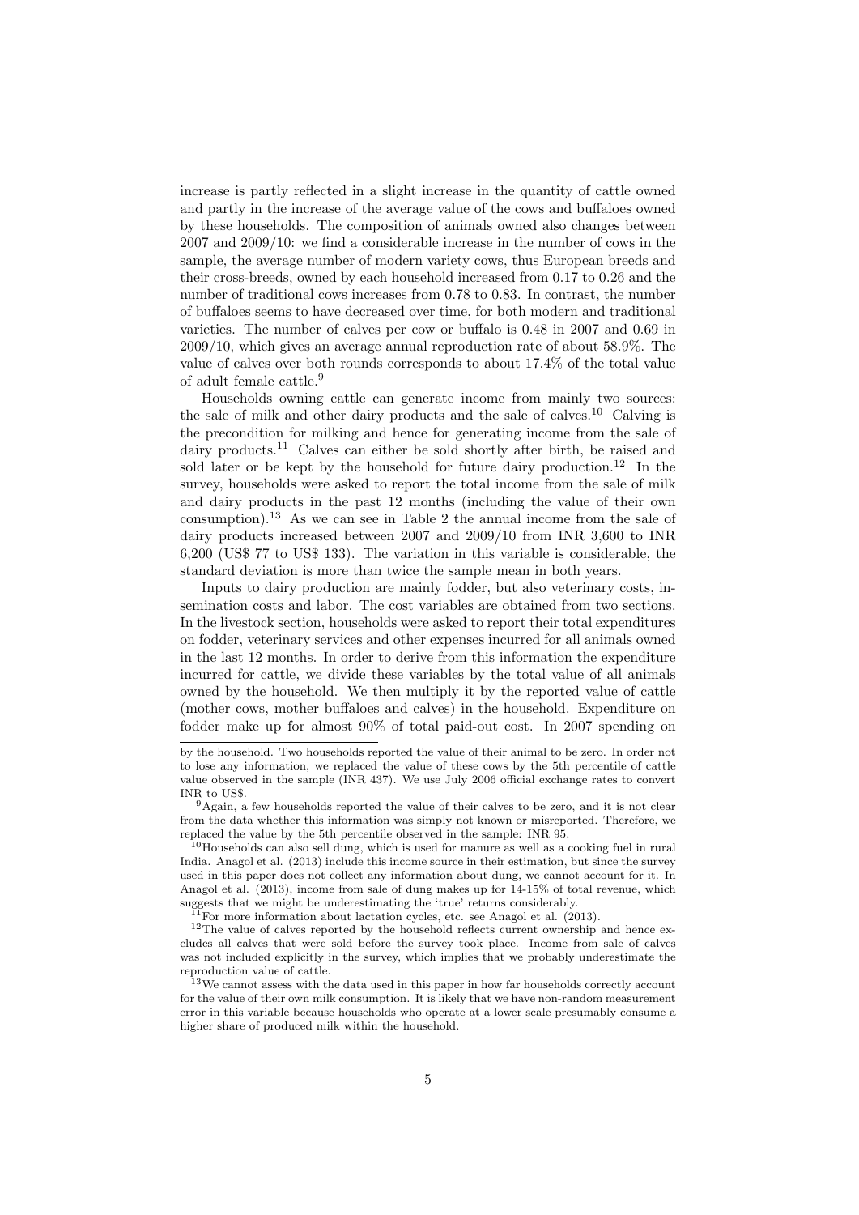increase is partly reflected in a slight increase in the quantity of cattle owned and partly in the increase of the average value of the cows and buffaloes owned by these households. The composition of animals owned also changes between 2007 and 2009/10: we find a considerable increase in the number of cows in the sample, the average number of modern variety cows, thus European breeds and their cross-breeds, owned by each household increased from 0.17 to 0.26 and the number of traditional cows increases from 0.78 to 0.83. In contrast, the number of buffaloes seems to have decreased over time, for both modern and traditional varieties. The number of calves per cow or buffalo is 0.48 in 2007 and 0.69 in 2009/10, which gives an average annual reproduction rate of about 58.9%. The value of calves over both rounds corresponds to about 17.4% of the total value of adult female cattle.[9]

Households owning cattle can generate income from mainly two sources: the sale of milk and other dairy products and the sale of calves.[10] Calving is the precondition for milking and hence for generating income from the sale of dairy products.[11] Calves can either be sold shortly after birth, be raised and sold later or be kept by the household for future dairy production.[12] In the survey, households were asked to report the total income from the sale of milk and dairy products in the past 12 months (including the value of their own consumption).[13] As we can see in Table 2 the annual income from the sale of dairy products increased between 2007 and 2009/10 from INR 3,600 to INR 6,200 (US$ 77 to US$ 133). The variation in this variable is considerable, the standard deviation is more than twice the sample mean in both years.

Inputs to dairy production are mainly fodder, but also veterinary costs, insemination costs and labor. The cost variables are obtained from two sections. In the livestock section, households were asked to report their total expenditures on fodder, veterinary services and other expenses incurred for all animals owned in the last 12 months. In order to derive from this information the expenditure incurred for cattle, we divide these variables by the total value of all animals owned by the household. We then multiply it by the reported value of cattle (mother cows, mother buffaloes and calves) in the household. Expenditure on fodder make up for almost 90% of total paid-out cost. In 2007 spending on

---

by the household. Two households reported the value of their animal to be zero. In order not to lose any information, we replaced the value of these cows by the 5th percentile of cattle value observed in the sample (INR 437). We use July 2006 official exchange rates to convert INR to US$.

[9] Again, a few households reported the value of their calves to be zero, and it is not clear from the data whether this information was simply not known or misreported. Therefore, we replaced the value by the 5th percentile observed in the sample: INR 95.

[10] Households can also sell dung, which is used for manure as well as a cooking fuel in rural India. Anagol et al. (2013) include this income source in their estimation, but since the survey used in this paper does not collect any information about dung, we cannot account for it. In Anagol et al. (2013), income from sale of dung makes up for 14-15% of total revenue, which suggests that we might be underestimating the 'true' returns considerably.

[11] For more information about lactation cycles, etc. see Anagol et al. (2013).

[12] The value of calves reported by the household reflects current ownership and hence excludes all calves that were sold before the survey took place. Income from sale of calves was not included explicitly in the survey, which implies that we probably underestimate the reproduction value of cattle.

[13] We cannot assess with the data used in this paper in how far households correctly account for the value of their own milk consumption. It is likely that we have non-random measurement error in this variable because households who operate at a lower scale presumably consume a higher share of produced milk within the household.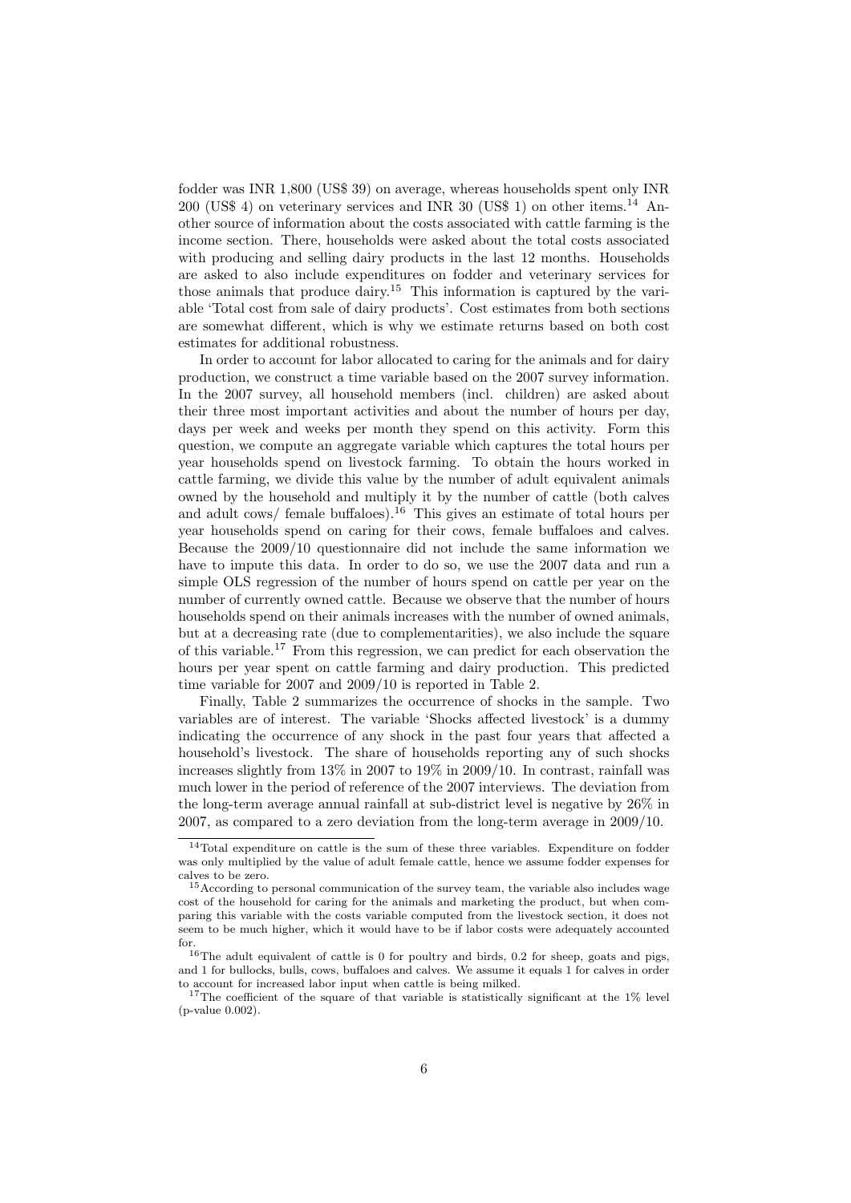fodder was INR 1,800 (US$ 39) on average, whereas households spent only INR 200 (US$ 4) on veterinary services and INR 30 (US$ 1) on other items.[14] Another source of information about the costs associated with cattle farming is the income section. There, households were asked about the total costs associated with producing and selling dairy products in the last 12 months. Households are asked to also include expenditures on fodder and veterinary services for those animals that produce dairy.[15] This information is captured by the variable 'Total cost from sale of dairy products'. Cost estimates from both sections are somewhat different, which is why we estimate returns based on both cost estimates for additional robustness.

In order to account for labor allocated to caring for the animals and for dairy production, we construct a time variable based on the 2007 survey information. In the 2007 survey, all household members (incl. children) are asked about their three most important activities and about the number of hours per day, days per week and weeks per month they spend on this activity. Form this question, we compute an aggregate variable which captures the total hours per year households spend on livestock farming. To obtain the hours worked in cattle farming, we divide this value by the number of adult equivalent animals owned by the household and multiply it by the number of cattle (both calves and adult cows/ female buffaloes).[16] This gives an estimate of total hours per year households spend on caring for their cows, female buffaloes and calves. Because the 2009/10 questionnaire did not include the same information we have to impute this data. In order to do so, we use the 2007 data and run a simple OLS regression of the number of hours spend on cattle per year on the number of currently owned cattle. Because we observe that the number of hours households spend on their animals increases with the number of owned animals, but at a decreasing rate (due to complementarities), we also include the square of this variable.[17] From this regression, we can predict for each observation the hours per year spent on cattle farming and dairy production. This predicted time variable for 2007 and 2009/10 is reported in Table 2.

Finally, Table 2 summarizes the occurrence of shocks in the sample. Two variables are of interest. The variable 'Shocks affected livestock' is a dummy indicating the occurrence of any shock in the past four years that affected a household's livestock. The share of households reporting any of such shocks increases slightly from 13% in 2007 to 19% in 2009/10. In contrast, rainfall was much lower in the period of reference of the 2007 interviews. The deviation from the long-term average annual rainfall at sub-district level is negative by 26% in 2007, as compared to a zero deviation from the long-term average in 2009/10.

---

[14] Total expenditure on cattle is the sum of these three variables. Expenditure on fodder was only multiplied by the value of adult female cattle, hence we assume fodder expenses for calves to be zero.

[15] According to personal communication of the survey team, the variable also includes wage cost of the household for caring for the animals and marketing the product, but when comparing this variable with the costs variable computed from the livestock section, it does not seem to be much higher, which it would have to be if labor costs were adequately accounted for.

[16] The adult equivalent of cattle is 0 for poultry and birds, 0.2 for sheep, goats and pigs, and 1 for bullocks, bulls, cows, buffaloes and calves. We assume it equals 1 for calves in order to account for increased labor input when cattle is being milked.

[17] The coefficient of the square of that variable is statistically significant at the 1% level (p-value 0.002).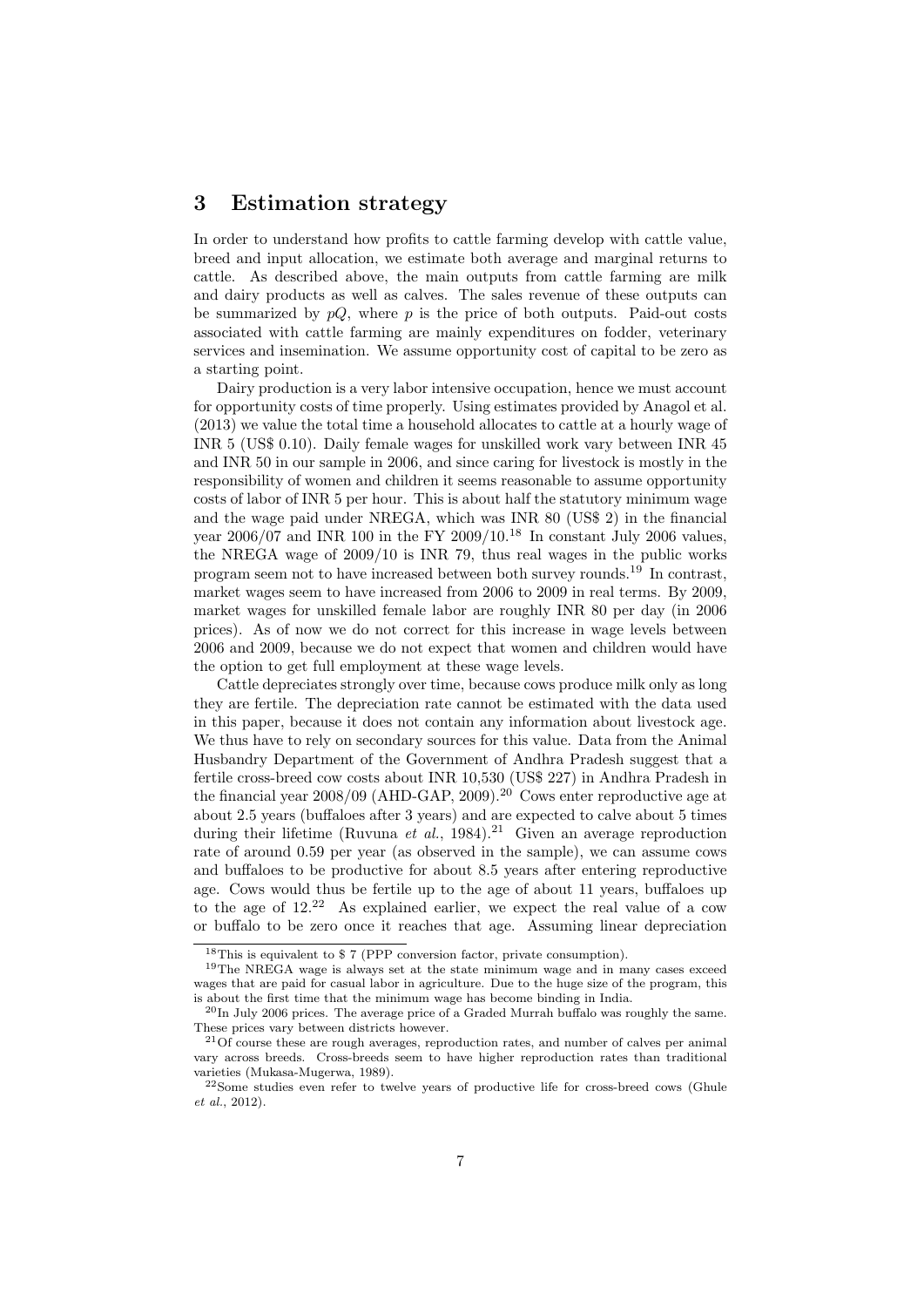# 3 Estimation strategy

In order to understand how profits to cattle farming develop with cattle value, breed and input allocation, we estimate both average and marginal returns to cattle. As described above, the main outputs from cattle farming are milk and dairy products as well as calves. The sales revenue of these outputs can be summarized by $pQ$, where $p$ is the price of both outputs. Paid-out costs associated with cattle farming are mainly expenditures on fodder, veterinary services and insemination. We assume opportunity cost of capital to be zero as a starting point.

Dairy production is a very labor intensive occupation, hence we must account for opportunity costs of time properly. Using estimates provided by Anagol et al. (2013) we value the total time a household allocates to cattle at a hourly wage of INR 5 (US$ 0.10). Daily female wages for unskilled work vary between INR 45 and INR 50 in our sample in 2006, and since caring for livestock is mostly in the responsibility of women and children it seems reasonable to assume opportunity costs of labor of INR 5 per hour. This is about half the statutory minimum wage and the wage paid under NREGA, which was INR 80 (US$ 2) in the financial year 2006/07 and INR 100 in the FY 2009/10.[18] In constant July 2006 values, the NREGA wage of 2009/10 is INR 79, thus real wages in the public works program seem not to have increased between both survey rounds.[19] In contrast, market wages seem to have increased from 2006 to 2009 in real terms. By 2009, market wages for unskilled female labor are roughly INR 80 per day (in 2006 prices). As of now we do not correct for this increase in wage levels between 2006 and 2009, because we do not expect that women and children would have the option to get full employment at these wage levels.

Cattle depreciates strongly over time, because cows produce milk only as long they are fertile. The depreciation rate cannot be estimated with the data used in this paper, because it does not contain any information about livestock age. We thus have to rely on secondary sources for this value. Data from the Animal Husbandry Department of the Government of Andhra Pradesh suggest that a fertile cross-breed cow costs about INR 10,530 (US$ 227) in Andhra Pradesh in the financial year 2008/09 (AHD-GAP, 2009).[20] Cows enter reproductive age at about 2.5 years (buffaloes after 3 years) and are expected to calve about 5 times during their lifetime (Ruvuna *et al.*, 1984).[21] Given an average reproduction rate of around 0.59 per year (as observed in the sample), we can assume cows and buffaloes to be productive for about 8.5 years after entering reproductive age. Cows would thus be fertile up to the age of about 11 years, buffaloes up to the age of 12.[22] As explained earlier, we expect the real value of a cow or buffalo to be zero once it reaches that age. Assuming linear depreciation

---

[18] This is equivalent to $ 7 (PPP conversion factor, private consumption).

[19] The NREGA wage is always set at the state minimum wage and in many cases exceed wages that are paid for casual labor in agriculture. Due to the huge size of the program, this is about the first time that the minimum wage has become binding in India.

[20] In July 2006 prices. The average price of a Graded Murrah buffalo was roughly the same. These prices vary between districts however.

[21] Of course these are rough averages, reproduction rates, and number of calves per animal vary across breeds. Cross-breeds seem to have higher reproduction rates than traditional varieties (Mukasa-Mugerwa, 1989).

[22] Some studies even refer to twelve years of productive life for cross-breed cows (Ghule *et al.*, 2012).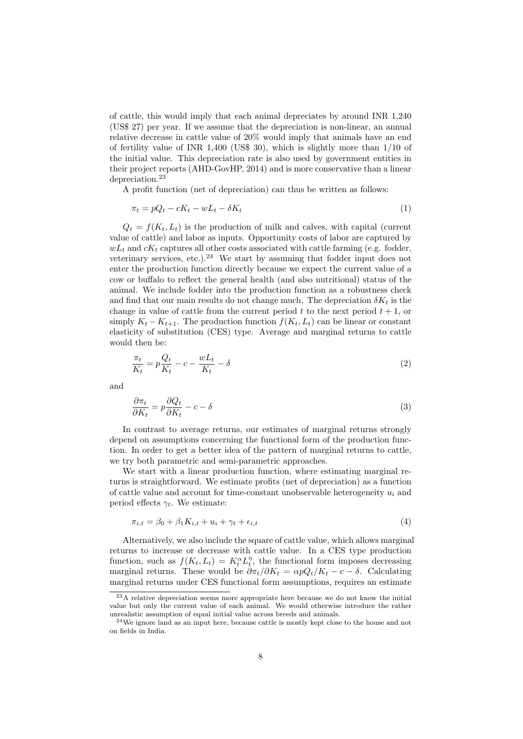of cattle, this would imply that each animal depreciates by around INR 1,240 (US$ 27) per year. If we assume that the depreciation is non-linear, an annual relative decrease in cattle value of 20% would imply that animals have an end of fertility value of INR 1,400 (US$ 30), which is slightly more than 1/10 of the initial value. This depreciation rate is also used by government entities in their project reports (AHD-GovHP, 2014) and is more conservative than a linear depreciation.[23]

A profit function (net of depreciation) can thus be written as follows:

$$\pi_t = pQ_t - cK_t - wL_t - \delta K_t \tag{1}$$

$Q_t = f(K_t, L_t)$ is the production of milk and calves, with capital (current value of cattle) and labor as inputs. Opportunity costs of labor are captured by $wL_t$ and $cK_t$ captures all other costs associated with cattle farming (e.g. fodder, veterinary services, etc.).[24] We start by assuming that fodder input does not enter the production function directly because we expect the current value of a cow or buffalo to reflect the general health (and also nutritional) status of the animal. We include fodder into the production function as a robustness check and find that our main results do not change much. The depreciation $\delta K_t$ is the change in value of cattle from the current period $t$ to the next period $t+1$, or simply $K_t - K_{t+1}$. The production function $f(K_t, L_t)$ can be linear or constant elasticity of substitution (CES) type. Average and marginal returns to cattle would then be:

$$\frac{\pi_t}{K_t} = p\frac{Q_t}{K_t} - c - \frac{wL_t}{K_t} - \delta \tag{2}$$

and

$$\frac{\partial \pi_t}{\partial K_t} = p\frac{\partial Q_t}{\partial K_t} - c - \delta \tag{3}$$

In contrast to average returns, our estimates of marginal returns strongly depend on assumptions concerning the functional form of the production function. In order to get a better idea of the pattern of marginal returns to cattle, we try both parametric and semi-parametric approaches.

We start with a linear production function, where estimating marginal returns is straightforward. We estimate profits (net of depreciation) as a function of cattle value and account for time-constant unobservable heterogeneity $u_i$ and period effects $\gamma_t$. We estimate:

$$\pi_{i,t} = \beta_0 + \beta_1 K_{i,t} + u_i + \gamma_t + \epsilon_{i,t} \tag{4}$$

Alternatively, we also include the square of cattle value, which allows marginal returns to increase or decrease with cattle value. In a CES type production function, such as $f(K_t, L_t) = K_t^{\alpha} L_t^{\eta}$, the functional form imposes decreasing marginal returns. These would be $\partial \pi_t / \partial K_t = \alpha p Q_t / K_t - c - \delta$. Calculating marginal returns under CES functional form assumptions, requires an estimate

[23] A relative depreciation seems more appropriate here because we do not know the initial value but only the current value of each animal. We would otherwise introduce the rather unrealistic assumption of equal initial value across breeds and animals.

[24] We ignore land as an input here, because cattle is mostly kept close to the house and not on fields in India.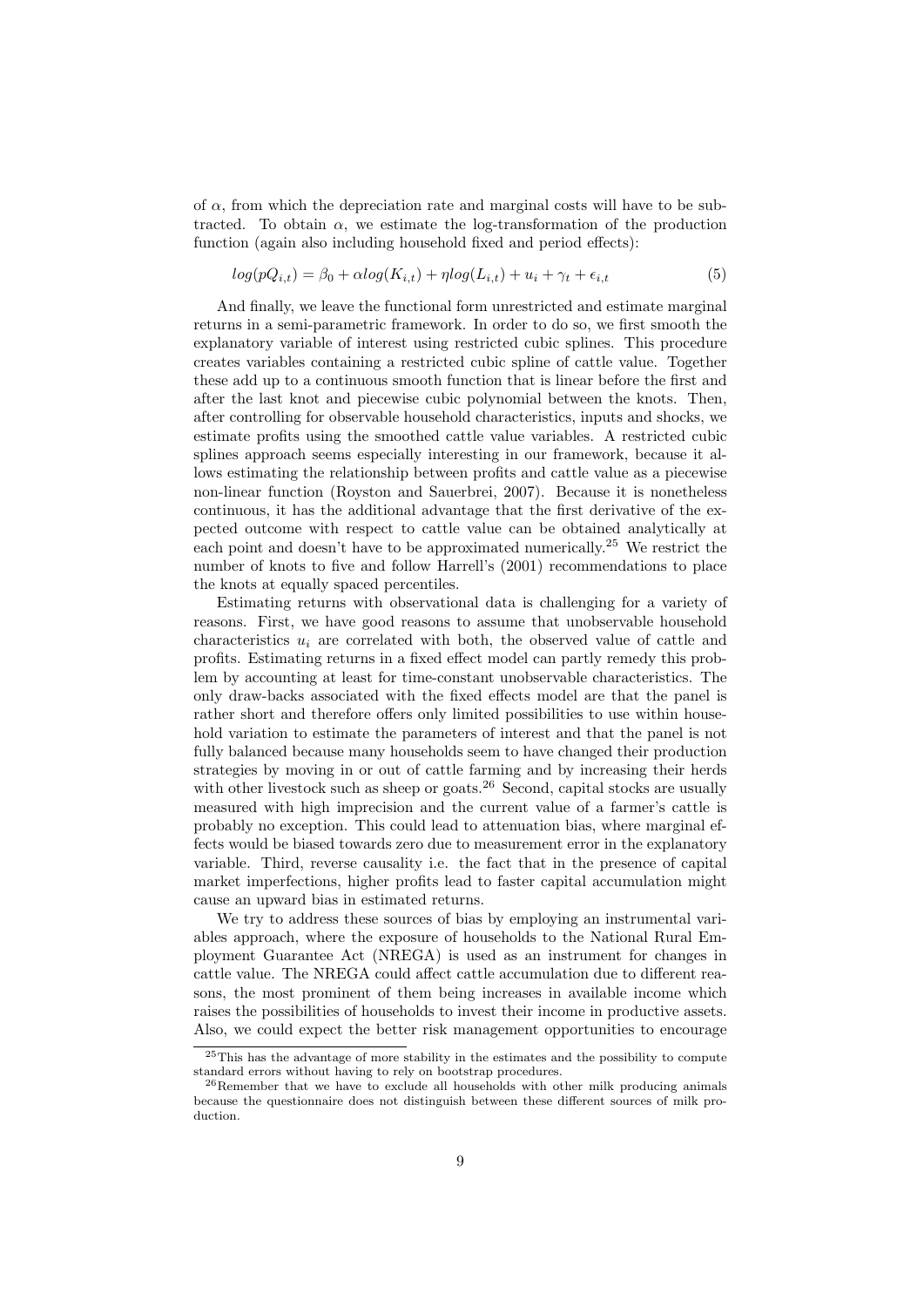of $\alpha$, from which the depreciation rate and marginal costs will have to be subtracted. To obtain $\alpha$, we estimate the log-transformation of the production function (again also including household fixed and period effects):

$$log(pQ_{i,t}) = \beta_0 + \alpha log(K_{i,t}) + \eta log(L_{i,t}) + u_i + \gamma_t + \epsilon_{i,t} \tag{5}$$

And finally, we leave the functional form unrestricted and estimate marginal returns in a semi-parametric framework. In order to do so, we first smooth the explanatory variable of interest using restricted cubic splines. This procedure creates variables containing a restricted cubic spline of cattle value. Together these add up to a continuous smooth function that is linear before the first and after the last knot and piecewise cubic polynomial between the knots. Then, after controlling for observable household characteristics, inputs and shocks, we estimate profits using the smoothed cattle value variables. A restricted cubic splines approach seems especially interesting in our framework, because it allows estimating the relationship between profits and cattle value as a piecewise non-linear function (Royston and Sauerbrei, 2007). Because it is nonetheless continuous, it has the additional advantage that the first derivative of the expected outcome with respect to cattle value can be obtained analytically at each point and doesn't have to be approximated numerically.[25] We restrict the number of knots to five and follow Harrell's (2001) recommendations to place the knots at equally spaced percentiles.

Estimating returns with observational data is challenging for a variety of reasons. First, we have good reasons to assume that unobservable household characteristics $u_i$ are correlated with both, the observed value of cattle and profits. Estimating returns in a fixed effect model can partly remedy this problem by accounting at least for time-constant unobservable characteristics. The only draw-backs associated with the fixed effects model are that the panel is rather short and therefore offers only limited possibilities to use within household variation to estimate the parameters of interest and that the panel is not fully balanced because many households seem to have changed their production strategies by moving in or out of cattle farming and by increasing their herds with other livestock such as sheep or goats.[26] Second, capital stocks are usually measured with high imprecision and the current value of a farmer's cattle is probably no exception. This could lead to attenuation bias, where marginal effects would be biased towards zero due to measurement error in the explanatory variable. Third, reverse causality i.e. the fact that in the presence of capital market imperfections, higher profits lead to faster capital accumulation might cause an upward bias in estimated returns.

We try to address these sources of bias by employing an instrumental variables approach, where the exposure of households to the National Rural Employment Guarantee Act (NREGA) is used as an instrument for changes in cattle value. The NREGA could affect cattle accumulation due to different reasons, the most prominent of them being increases in available income which raises the possibilities of households to invest their income in productive assets. Also, we could expect the better risk management opportunities to encourage

[25] This has the advantage of more stability in the estimates and the possibility to compute standard errors without having to rely on bootstrap procedures.

[26] Remember that we have to exclude all households with other milk producing animals because the questionnaire does not distinguish between these different sources of milk production.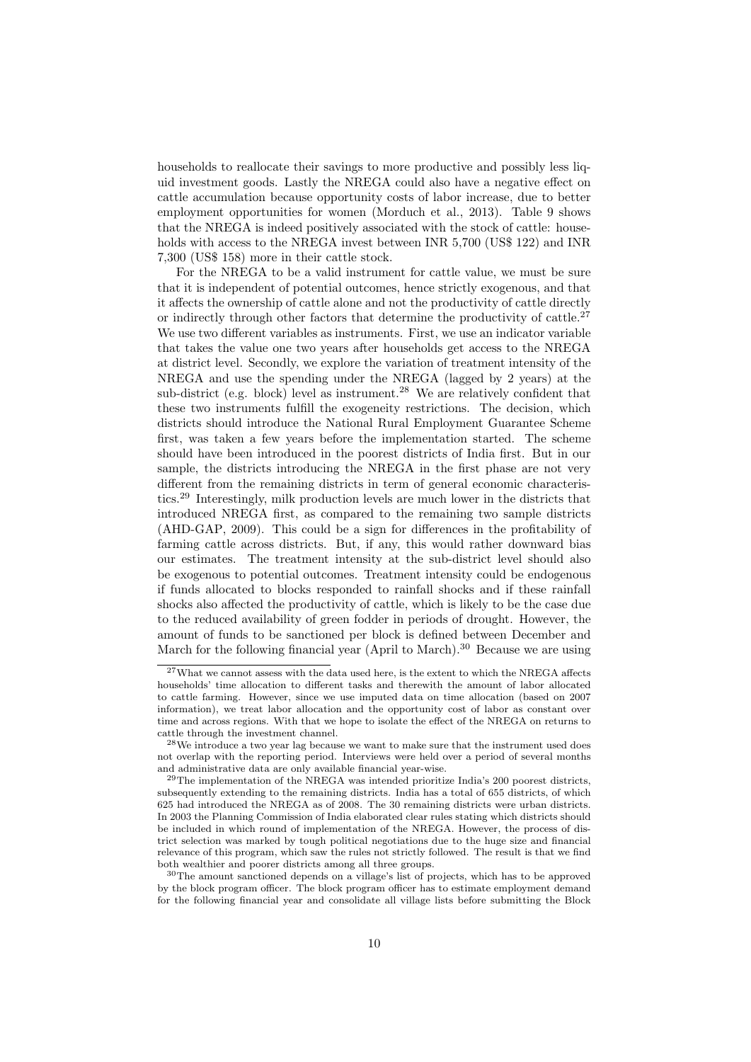households to reallocate their savings to more productive and possibly less liquid investment goods. Lastly the NREGA could also have a negative effect on cattle accumulation because opportunity costs of labor increase, due to better employment opportunities for women (Morduch et al., 2013). Table 9 shows that the NREGA is indeed positively associated with the stock of cattle: households with access to the NREGA invest between INR 5,700 (US$ 122) and INR 7,300 (US$ 158) more in their cattle stock.

For the NREGA to be a valid instrument for cattle value, we must be sure that it is independent of potential outcomes, hence strictly exogenous, and that it affects the ownership of cattle alone and not the productivity of cattle directly or indirectly through other factors that determine the productivity of cattle.[27] We use two different variables as instruments. First, we use an indicator variable that takes the value one two years after households get access to the NREGA at district level. Secondly, we explore the variation of treatment intensity of the NREGA and use the spending under the NREGA (lagged by 2 years) at the sub-district (e.g. block) level as instrument.[28] We are relatively confident that these two instruments fulfill the exogeneity restrictions. The decision, which districts should introduce the National Rural Employment Guarantee Scheme first, was taken a few years before the implementation started. The scheme should have been introduced in the poorest districts of India first. But in our sample, the districts introducing the NREGA in the first phase are not very different from the remaining districts in term of general economic characteristics.[29] Interestingly, milk production levels are much lower in the districts that introduced NREGA first, as compared to the remaining two sample districts (AHD-GAP, 2009). This could be a sign for differences in the profitability of farming cattle across districts. But, if any, this would rather downward bias our estimates. The treatment intensity at the sub-district level should also be exogenous to potential outcomes. Treatment intensity could be endogenous if funds allocated to blocks responded to rainfall shocks and if these rainfall shocks also affected the productivity of cattle, which is likely to be the case due to the reduced availability of green fodder in periods of drought. However, the amount of funds to be sanctioned per block is defined between December and March for the following financial year (April to March).[30] Because we are using

---

[27] What we cannot assess with the data used here, is the extent to which the NREGA affects households' time allocation to different tasks and therewith the amount of labor allocated to cattle farming. However, since we use imputed data on time allocation (based on 2007 information), we treat labor allocation and the opportunity cost of labor as constant over time and across regions. With that we hope to isolate the effect of the NREGA on returns to cattle through the investment channel.

[28] We introduce a two year lag because we want to make sure that the instrument used does not overlap with the reporting period. Interviews were held over a period of several months and administrative data are only available financial year-wise.

[29] The implementation of the NREGA was intended prioritize India's 200 poorest districts, subsequently extending to the remaining districts. India has a total of 655 districts, of which 625 had introduced the NREGA as of 2008. The 30 remaining districts were urban districts. In 2003 the Planning Commission of India elaborated clear rules stating which districts should be included in which round of implementation of the NREGA. However, the process of district selection was marked by tough political negotiations due to the huge size and financial relevance of this program, which saw the rules not strictly followed. The result is that we find both wealthier and poorer districts among all three groups.

[30] The amount sanctioned depends on a village's list of projects, which has to be approved by the block program officer. The block program officer has to estimate employment demand for the following financial year and consolidate all village lists before submitting the Block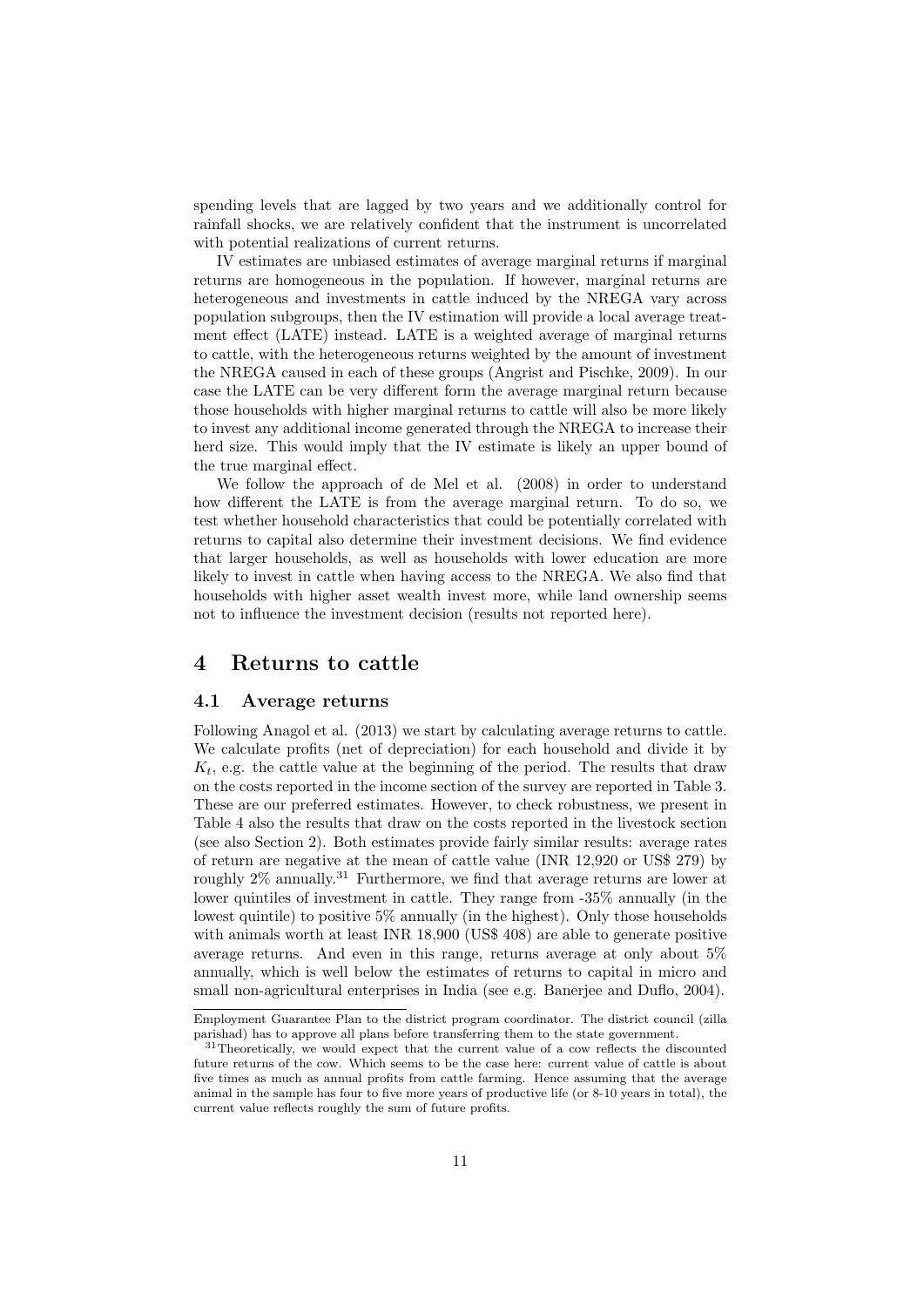spending levels that are lagged by two years and we additionally control for rainfall shocks, we are relatively confident that the instrument is uncorrelated with potential realizations of current returns.

IV estimates are unbiased estimates of average marginal returns if marginal returns are homogeneous in the population. If however, marginal returns are heterogeneous and investments in cattle induced by the NREGA vary across population subgroups, then the IV estimation will provide a local average treatment effect (LATE) instead. LATE is a weighted average of marginal returns to cattle, with the heterogeneous returns weighted by the amount of investment the NREGA caused in each of these groups (Angrist and Pischke, 2009). In our case the LATE can be very different form the average marginal return because those households with higher marginal returns to cattle will also be more likely to invest any additional income generated through the NREGA to increase their herd size. This would imply that the IV estimate is likely an upper bound of the true marginal effect.

We follow the approach of de Mel et al. (2008) in order to understand how different the LATE is from the average marginal return. To do so, we test whether household characteristics that could be potentially correlated with returns to capital also determine their investment decisions. We find evidence that larger households, as well as households with lower education are more likely to invest in cattle when having access to the NREGA. We also find that households with higher asset wealth invest more, while land ownership seems not to influence the investment decision (results not reported here).

# 4 Returns to cattle

## 4.1 Average returns

Following Anagol et al. (2013) we start by calculating average returns to cattle. We calculate profits (net of depreciation) for each household and divide it by $K_t$, e.g. the cattle value at the beginning of the period. The results that draw on the costs reported in the income section of the survey are reported in Table 3. These are our preferred estimates. However, to check robustness, we present in Table 4 also the results that draw on the costs reported in the livestock section (see also Section 2). Both estimates provide fairly similar results: average rates of return are negative at the mean of cattle value (INR 12,920 or US$ 279) by roughly 2% annually.[31] Furthermore, we find that average returns are lower at lower quintiles of investment in cattle. They range from -35% annually (in the lowest quintile) to positive 5% annually (in the highest). Only those households with animals worth at least INR 18,900 (US$ 408) are able to generate positive average returns. And even in this range, returns average at only about 5% annually, which is well below the estimates of returns to capital in micro and small non-agricultural enterprises in India (see e.g. Banerjee and Duflo, 2004).

Employment Guarantee Plan to the district program coordinator. The district council (zilla parishad) has to approve all plans before transferring them to the state government.

[31] Theoretically, we would expect that the current value of a cow reflects the discounted future returns of the cow. Which seems to be the case here: current value of cattle is about five times as much as annual profits from cattle farming. Hence assuming that the average animal in the sample has four to five more years of productive life (or 8-10 years in total), the current value reflects roughly the sum of future profits.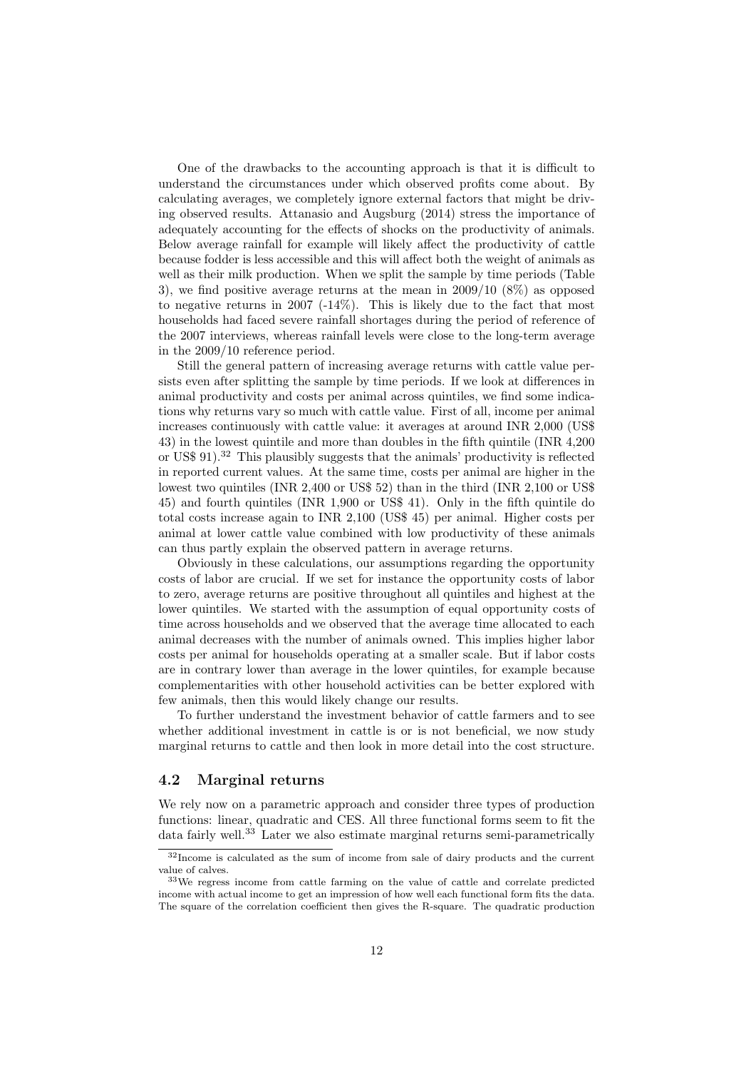One of the drawbacks to the accounting approach is that it is difficult to understand the circumstances under which observed profits come about. By calculating averages, we completely ignore external factors that might be driving observed results. Attanasio and Augsburg (2014) stress the importance of adequately accounting for the effects of shocks on the productivity of animals. Below average rainfall for example will likely affect the productivity of cattle because fodder is less accessible and this will affect both the weight of animals as well as their milk production. When we split the sample by time periods (Table 3), we find positive average returns at the mean in 2009/10 (8%) as opposed to negative returns in 2007 (-14%). This is likely due to the fact that most households had faced severe rainfall shortages during the period of reference of the 2007 interviews, whereas rainfall levels were close to the long-term average in the 2009/10 reference period.

Still the general pattern of increasing average returns with cattle value persists even after splitting the sample by time periods. If we look at differences in animal productivity and costs per animal across quintiles, we find some indications why returns vary so much with cattle value. First of all, income per animal increases continuously with cattle value: it averages at around INR 2,000 (US$ 43) in the lowest quintile and more than doubles in the fifth quintile (INR 4,200 or US$ 91).[32] This plausibly suggests that the animals' productivity is reflected in reported current values. At the same time, costs per animal are higher in the lowest two quintiles (INR 2,400 or US$ 52) than in the third (INR 2,100 or US$ 45) and fourth quintiles (INR 1,900 or US$ 41). Only in the fifth quintile do total costs increase again to INR 2,100 (US$ 45) per animal. Higher costs per animal at lower cattle value combined with low productivity of these animals can thus partly explain the observed pattern in average returns.

Obviously in these calculations, our assumptions regarding the opportunity costs of labor are crucial. If we set for instance the opportunity costs of labor to zero, average returns are positive throughout all quintiles and highest at the lower quintiles. We started with the assumption of equal opportunity costs of time across households and we observed that the average time allocated to each animal decreases with the number of animals owned. This implies higher labor costs per animal for households operating at a smaller scale. But if labor costs are in contrary lower than average in the lower quintiles, for example because complementarities with other household activities can be better explored with few animals, then this would likely change our results.

To further understand the investment behavior of cattle farmers and to see whether additional investment in cattle is or is not beneficial, we now study marginal returns to cattle and then look in more detail into the cost structure.

## 4.2 Marginal returns

We rely now on a parametric approach and consider three types of production functions: linear, quadratic and CES. All three functional forms seem to fit the data fairly well.[33] Later we also estimate marginal returns semi-parametrically

[32] Income is calculated as the sum of income from sale of dairy products and the current value of calves.

[33] We regress income from cattle farming on the value of cattle and correlate predicted income with actual income to get an impression of how well each functional form fits the data. The square of the correlation coefficient then gives the R-square. The quadratic production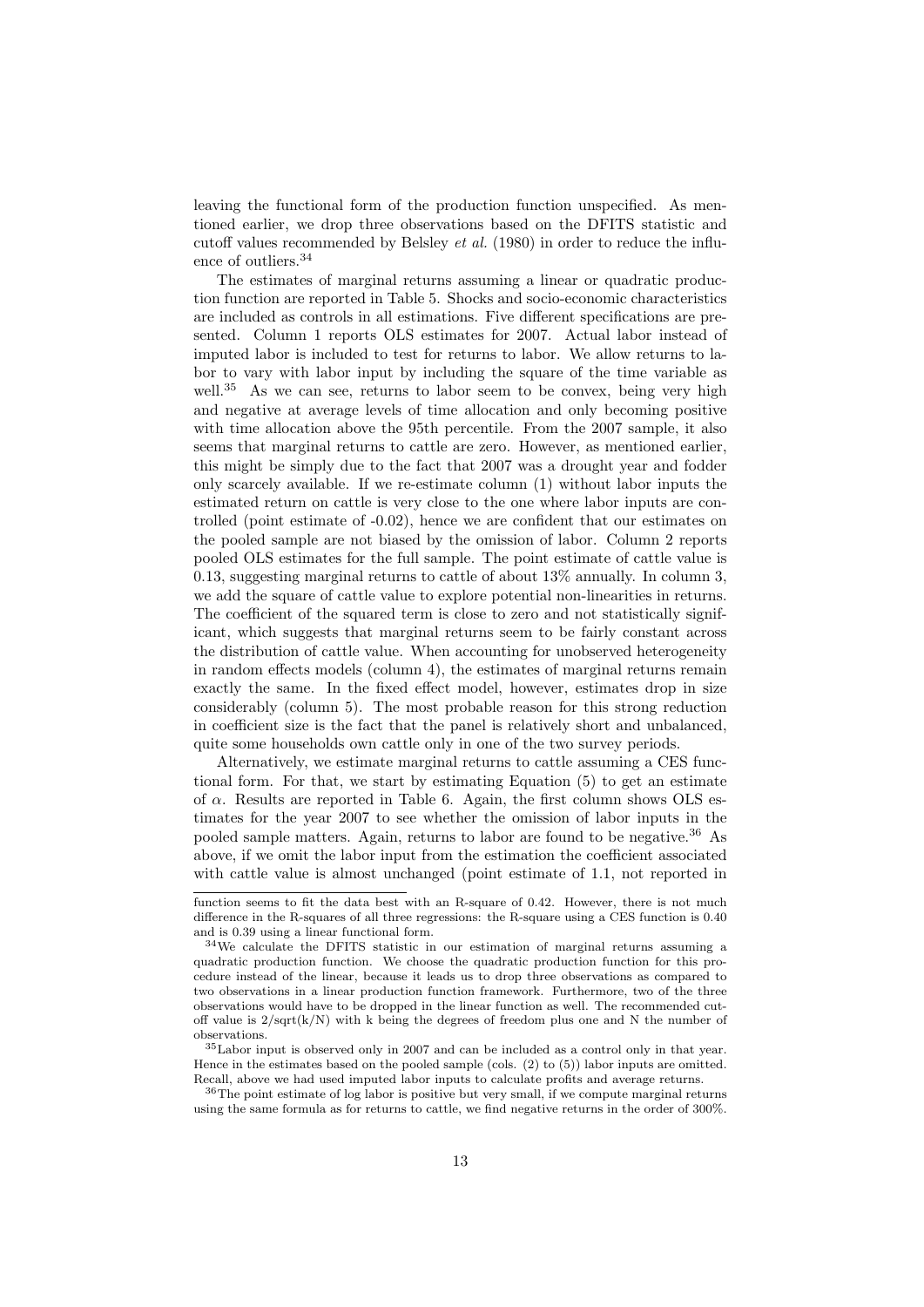leaving the functional form of the production function unspecified. As mentioned earlier, we drop three observations based on the DFITS statistic and cutoff values recommended by Belsley *et al.* (1980) in order to reduce the influence of outliers.[34]

The estimates of marginal returns assuming a linear or quadratic production function are reported in Table 5. Shocks and socio-economic characteristics are included as controls in all estimations. Five different specifications are presented. Column 1 reports OLS estimates for 2007. Actual labor instead of imputed labor is included to test for returns to labor. We allow returns to labor to vary with labor input by including the square of the time variable as well.[35] As we can see, returns to labor seem to be convex, being very high and negative at average levels of time allocation and only becoming positive with time allocation above the 95th percentile. From the 2007 sample, it also seems that marginal returns to cattle are zero. However, as mentioned earlier, this might be simply due to the fact that 2007 was a drought year and fodder only scarcely available. If we re-estimate column (1) without labor inputs the estimated return on cattle is very close to the one where labor inputs are controlled (point estimate of -0.02), hence we are confident that our estimates on the pooled sample are not biased by the omission of labor. Column 2 reports pooled OLS estimates for the full sample. The point estimate of cattle value is 0.13, suggesting marginal returns to cattle of about 13% annually. In column 3, we add the square of cattle value to explore potential non-linearities in returns. The coefficient of the squared term is close to zero and not statistically significant, which suggests that marginal returns seem to be fairly constant across the distribution of cattle value. When accounting for unobserved heterogeneity in random effects models (column 4), the estimates of marginal returns remain exactly the same. In the fixed effect model, however, estimates drop in size considerably (column 5). The most probable reason for this strong reduction in coefficient size is the fact that the panel is relatively short and unbalanced, quite some households own cattle only in one of the two survey periods.

Alternatively, we estimate marginal returns to cattle assuming a CES functional form. For that, we start by estimating Equation (5) to get an estimate of $\alpha$. Results are reported in Table 6. Again, the first column shows OLS estimates for the year 2007 to see whether the omission of labor inputs in the pooled sample matters. Again, returns to labor are found to be negative.[36] As above, if we omit the labor input from the estimation the coefficient associated with cattle value is almost unchanged (point estimate of 1.1, not reported in

---

function seems to fit the data best with an R-square of 0.42. However, there is not much difference in the R-squares of all three regressions: the R-square using a CES function is 0.40 and is 0.39 using a linear functional form.

[34] We calculate the DFITS statistic in our estimation of marginal returns assuming a quadratic production function. We choose the quadratic production function for this procedure instead of the linear, because it leads us to drop three observations as compared to two observations in a linear production function framework. Furthermore, two of the three observations would have to be dropped in the linear function as well. The recommended cutoff value is 2/sqrt(k/N) with k being the degrees of freedom plus one and N the number of observations.

[35] Labor input is observed only in 2007 and can be included as a control only in that year. Hence in the estimates based on the pooled sample (cols. (2) to (5)) labor inputs are omitted. Recall, above we had used imputed labor inputs to calculate profits and average returns.

[36] The point estimate of log labor is positive but very small, if we compute marginal returns using the same formula as for returns to cattle, we find negative returns in the order of 300%.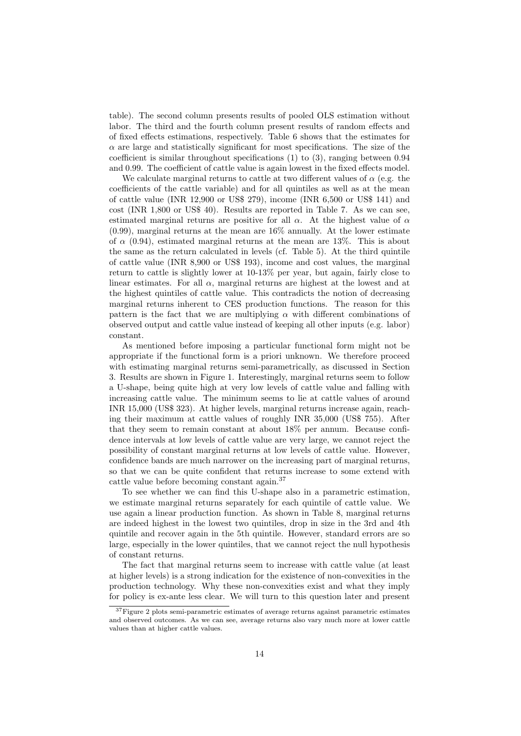table). The second column presents results of pooled OLS estimation without labor. The third and the fourth column present results of random effects and of fixed effects estimations, respectively. Table 6 shows that the estimates for $\alpha$ are large and statistically significant for most specifications. The size of the coefficient is similar throughout specifications (1) to (3), ranging between 0.94 and 0.99. The coefficient of cattle value is again lowest in the fixed effects model.

We calculate marginal returns to cattle at two different values of $\alpha$ (e.g. the coefficients of the cattle variable) and for all quintiles as well as at the mean of cattle value (INR 12,900 or US$ 279), income (INR 6,500 or US$ 141) and cost (INR 1,800 or US$ 40). Results are reported in Table 7. As we can see, estimated marginal returns are positive for all $\alpha$. At the highest value of $\alpha$ (0.99), marginal returns at the mean are 16% annually. At the lower estimate of $\alpha$ (0.94), estimated marginal returns at the mean are 13%. This is about the same as the return calculated in levels (cf. Table 5). At the third quintile of cattle value (INR 8,900 or US$ 193), income and cost values, the marginal return to cattle is slightly lower at 10-13% per year, but again, fairly close to linear estimates. For all $\alpha$, marginal returns are highest at the lowest and at the highest quintiles of cattle value. This contradicts the notion of decreasing marginal returns inherent to CES production functions. The reason for this pattern is the fact that we are multiplying $\alpha$ with different combinations of observed output and cattle value instead of keeping all other inputs (e.g. labor) constant.

As mentioned before imposing a particular functional form might not be appropriate if the functional form is a priori unknown. We therefore proceed with estimating marginal returns semi-parametrically, as discussed in Section 3. Results are shown in Figure 1. Interestingly, marginal returns seem to follow a U-shape, being quite high at very low levels of cattle value and falling with increasing cattle value. The minimum seems to lie at cattle values of around INR 15,000 (US$ 323). At higher levels, marginal returns increase again, reaching their maximum at cattle values of roughly INR 35,000 (US$ 755). After that they seem to remain constant at about 18% per annum. Because confidence intervals at low levels of cattle value are very large, we cannot reject the possibility of constant marginal returns at low levels of cattle value. However, confidence bands are much narrower on the increasing part of marginal returns, so that we can be quite confident that returns increase to some extend with cattle value before becoming constant again.[37]

To see whether we can find this U-shape also in a parametric estimation, we estimate marginal returns separately for each quintile of cattle value. We use again a linear production function. As shown in Table 8, marginal returns are indeed highest in the lowest two quintiles, drop in size in the 3rd and 4th quintile and recover again in the 5th quintile. However, standard errors are so large, especially in the lower quintiles, that we cannot reject the null hypothesis of constant returns.

The fact that marginal returns seem to increase with cattle value (at least at higher levels) is a strong indication for the existence of non-convexities in the production technology. Why these non-convexities exist and what they imply for policy is ex-ante less clear. We will turn to this question later and present

[37] Figure 2 plots semi-parametric estimates of average returns against parametric estimates and observed outcomes. As we can see, average returns also vary much more at lower cattle values than at higher cattle values.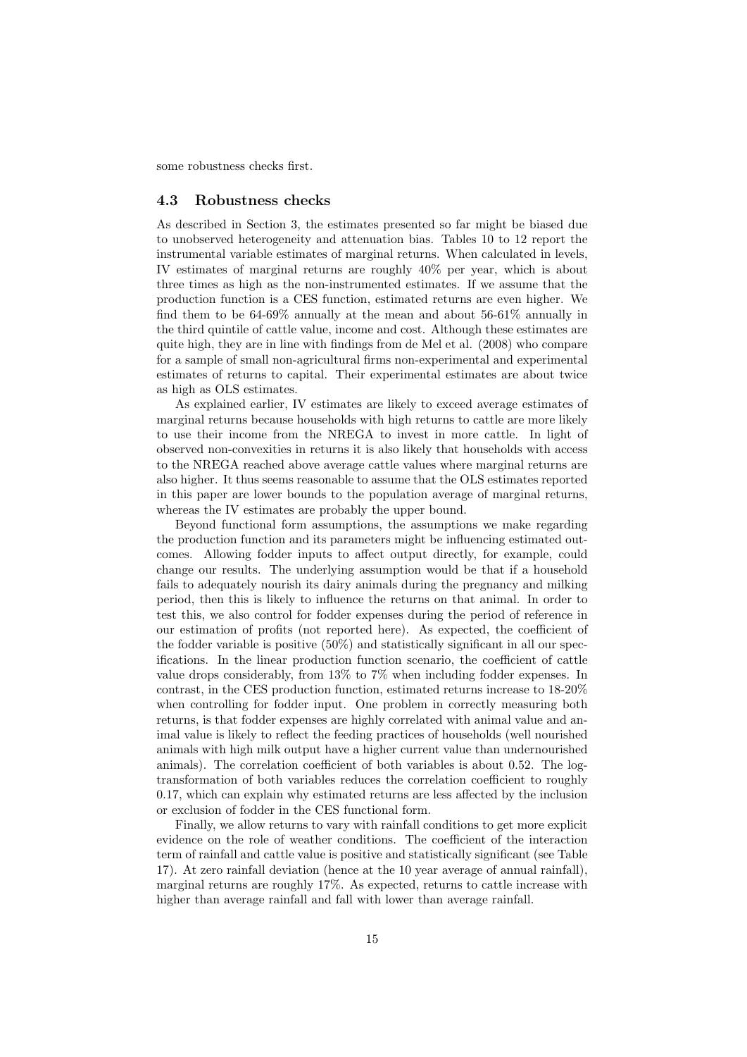some robustness checks first.

### 4.3 Robustness checks

As described in Section 3, the estimates presented so far might be biased due to unobserved heterogeneity and attenuation bias. Tables 10 to 12 report the instrumental variable estimates of marginal returns. When calculated in levels, IV estimates of marginal returns are roughly 40% per year, which is about three times as high as the non-instrumented estimates. If we assume that the production function is a CES function, estimated returns are even higher. We find them to be 64-69% annually at the mean and about 56-61% annually in the third quintile of cattle value, income and cost. Although these estimates are quite high, they are in line with findings from de Mel et al. (2008) who compare for a sample of small non-agricultural firms non-experimental and experimental estimates of returns to capital. Their experimental estimates are about twice as high as OLS estimates.

As explained earlier, IV estimates are likely to exceed average estimates of marginal returns because households with high returns to cattle are more likely to use their income from the NREGA to invest in more cattle. In light of observed non-convexities in returns it is also likely that households with access to the NREGA reached above average cattle values where marginal returns are also higher. It thus seems reasonable to assume that the OLS estimates reported in this paper are lower bounds to the population average of marginal returns, whereas the IV estimates are probably the upper bound.

Beyond functional form assumptions, the assumptions we make regarding the production function and its parameters might be influencing estimated outcomes. Allowing fodder inputs to affect output directly, for example, could change our results. The underlying assumption would be that if a household fails to adequately nourish its dairy animals during the pregnancy and milking period, then this is likely to influence the returns on that animal. In order to test this, we also control for fodder expenses during the period of reference in our estimation of profits (not reported here). As expected, the coefficient of the fodder variable is positive (50%) and statistically significant in all our specifications. In the linear production function scenario, the coefficient of cattle value drops considerably, from 13% to 7% when including fodder expenses. In contrast, in the CES production function, estimated returns increase to 18-20% when controlling for fodder input. One problem in correctly measuring both returns, is that fodder expenses are highly correlated with animal value and animal value is likely to reflect the feeding practices of households (well nourished animals with high milk output have a higher current value than undernourished animals). The correlation coefficient of both variables is about 0.52. The log-transformation of both variables reduces the correlation coefficient to roughly 0.17, which can explain why estimated returns are less affected by the inclusion or exclusion of fodder in the CES functional form.

Finally, we allow returns to vary with rainfall conditions to get more explicit evidence on the role of weather conditions. The coefficient of the interaction term of rainfall and cattle value is positive and statistically significant (see Table 17). At zero rainfall deviation (hence at the 10 year average of annual rainfall), marginal returns are roughly 17%. As expected, returns to cattle increase with higher than average rainfall and fall with lower than average rainfall.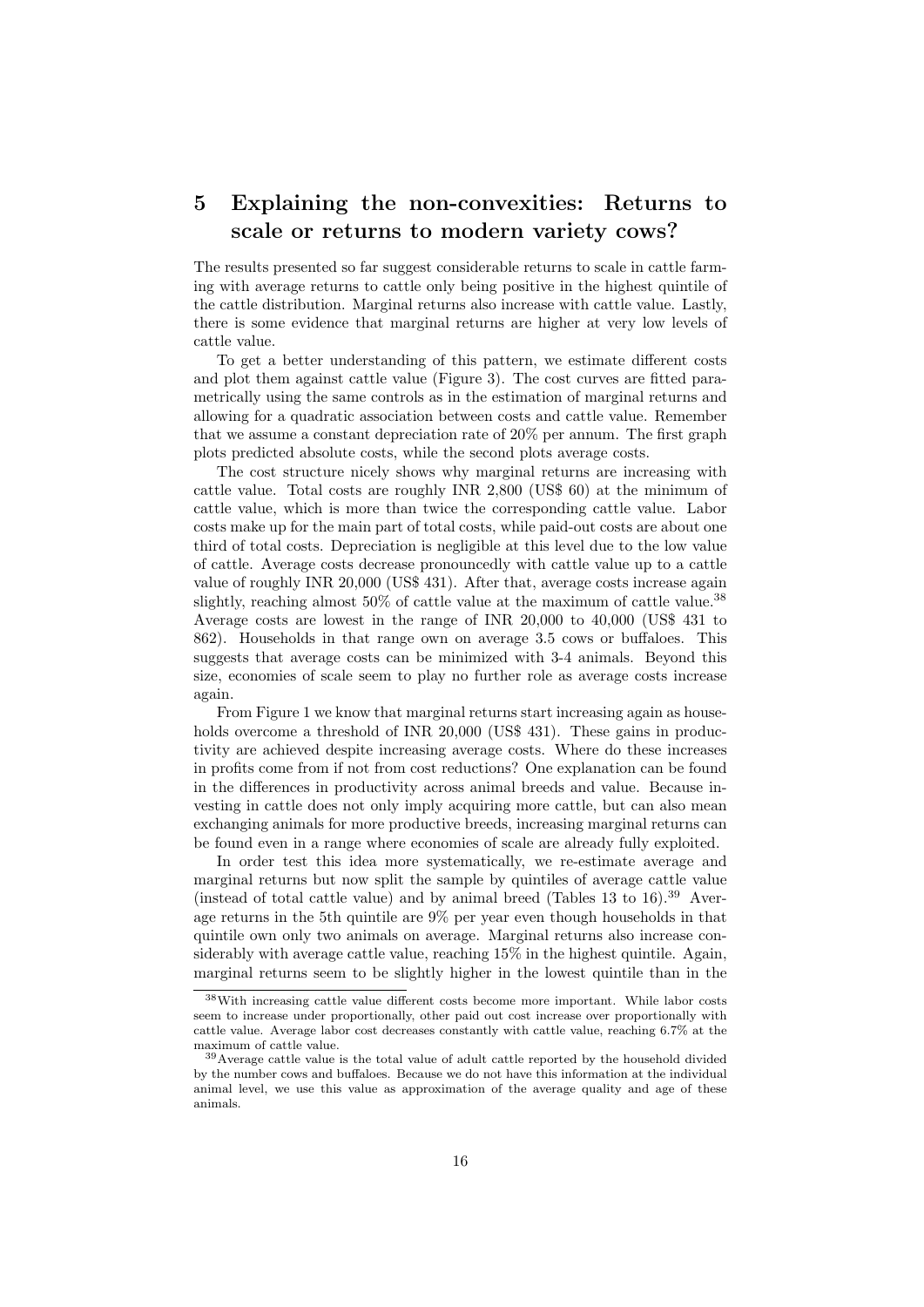# 5 Explaining the non-convexities: Returns to scale or returns to modern variety cows?

The results presented so far suggest considerable returns to scale in cattle farming with average returns to cattle only being positive in the highest quintile of the cattle distribution. Marginal returns also increase with cattle value. Lastly, there is some evidence that marginal returns are higher at very low levels of cattle value.

To get a better understanding of this pattern, we estimate different costs and plot them against cattle value (Figure 3). The cost curves are fitted parametrically using the same controls as in the estimation of marginal returns and allowing for a quadratic association between costs and cattle value. Remember that we assume a constant depreciation rate of 20% per annum. The first graph plots predicted absolute costs, while the second plots average costs.

The cost structure nicely shows why marginal returns are increasing with cattle value. Total costs are roughly INR 2,800 (US$ 60) at the minimum of cattle value, which is more than twice the corresponding cattle value. Labor costs make up for the main part of total costs, while paid-out costs are about one third of total costs. Depreciation is negligible at this level due to the low value of cattle. Average costs decrease pronouncedly with cattle value up to a cattle value of roughly INR 20,000 (US$ 431). After that, average costs increase again slightly, reaching almost 50% of cattle value at the maximum of cattle value.[38] Average costs are lowest in the range of INR 20,000 to 40,000 (US$ 431 to 862). Households in that range own on average 3.5 cows or buffaloes. This suggests that average costs can be minimized with 3-4 animals. Beyond this size, economies of scale seem to play no further role as average costs increase again.

From Figure 1 we know that marginal returns start increasing again as households overcome a threshold of INR 20,000 (US$ 431). These gains in productivity are achieved despite increasing average costs. Where do these increases in profits come from if not from cost reductions? One explanation can be found in the differences in productivity across animal breeds and value. Because investing in cattle does not only imply acquiring more cattle, but can also mean exchanging animals for more productive breeds, increasing marginal returns can be found even in a range where economies of scale are already fully exploited.

In order test this idea more systematically, we re-estimate average and marginal returns but now split the sample by quintiles of average cattle value (instead of total cattle value) and by animal breed (Tables 13 to 16).[39] Average returns in the 5th quintile are 9% per year even though households in that quintile own only two animals on average. Marginal returns also increase considerably with average cattle value, reaching 15% in the highest quintile. Again, marginal returns seem to be slightly higher in the lowest quintile than in the

[38] With increasing cattle value different costs become more important. While labor costs seem to increase under proportionally, other paid out cost increase over proportionally with cattle value. Average labor cost decreases constantly with cattle value, reaching 6.7% at the maximum of cattle value.

[39] Average cattle value is the total value of adult cattle reported by the household divided by the number cows and buffaloes. Because we do not have this information at the individual animal level, we use this value as approximation of the average quality and age of these animals.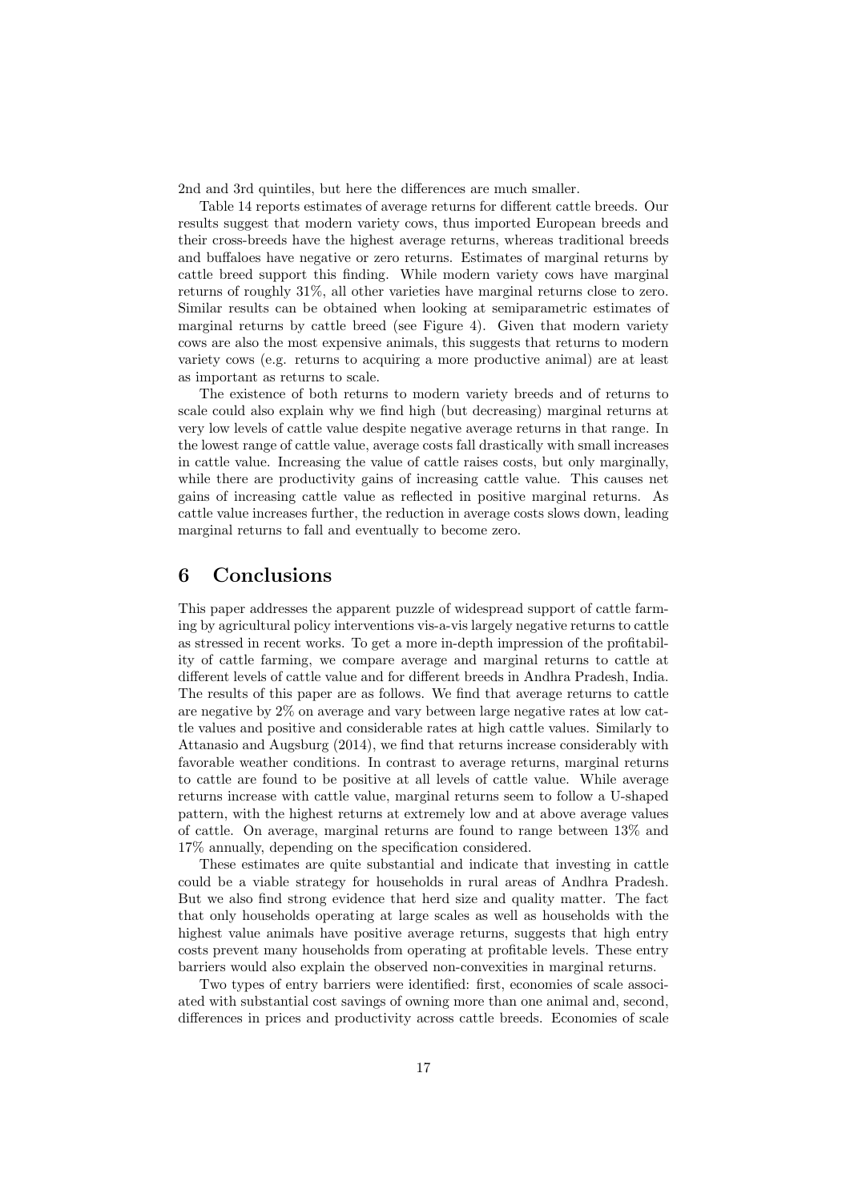2nd and 3rd quintiles, but here the differences are much smaller.

Table 14 reports estimates of average returns for different cattle breeds. Our results suggest that modern variety cows, thus imported European breeds and their cross-breeds have the highest average returns, whereas traditional breeds and buffaloes have negative or zero returns. Estimates of marginal returns by cattle breed support this finding. While modern variety cows have marginal returns of roughly 31%, all other varieties have marginal returns close to zero. Similar results can be obtained when looking at semiparametric estimates of marginal returns by cattle breed (see Figure 4). Given that modern variety cows are also the most expensive animals, this suggests that returns to modern variety cows (e.g. returns to acquiring a more productive animal) are at least as important as returns to scale.

The existence of both returns to modern variety breeds and of returns to scale could also explain why we find high (but decreasing) marginal returns at very low levels of cattle value despite negative average returns in that range. In the lowest range of cattle value, average costs fall drastically with small increases in cattle value. Increasing the value of cattle raises costs, but only marginally, while there are productivity gains of increasing cattle value. This causes net gains of increasing cattle value as reflected in positive marginal returns. As cattle value increases further, the reduction in average costs slows down, leading marginal returns to fall and eventually to become zero.

# 6 Conclusions

This paper addresses the apparent puzzle of widespread support of cattle farming by agricultural policy interventions vis-a-vis largely negative returns to cattle as stressed in recent works. To get a more in-depth impression of the profitability of cattle farming, we compare average and marginal returns to cattle at different levels of cattle value and for different breeds in Andhra Pradesh, India. The results of this paper are as follows. We find that average returns to cattle are negative by 2% on average and vary between large negative rates at low cattle values and positive and considerable rates at high cattle values. Similarly to Attanasio and Augsburg (2014), we find that returns increase considerably with favorable weather conditions. In contrast to average returns, marginal returns to cattle are found to be positive at all levels of cattle value. While average returns increase with cattle value, marginal returns seem to follow a U-shaped pattern, with the highest returns at extremely low and at above average values of cattle. On average, marginal returns are found to range between 13% and 17% annually, depending on the specification considered.

These estimates are quite substantial and indicate that investing in cattle could be a viable strategy for households in rural areas of Andhra Pradesh. But we also find strong evidence that herd size and quality matter. The fact that only households operating at large scales as well as households with the highest value animals have positive average returns, suggests that high entry costs prevent many households from operating at profitable levels. These entry barriers would also explain the observed non-convexities in marginal returns.

Two types of entry barriers were identified: first, economies of scale associated with substantial cost savings of owning more than one animal and, second, differences in prices and productivity across cattle breeds. Economies of scale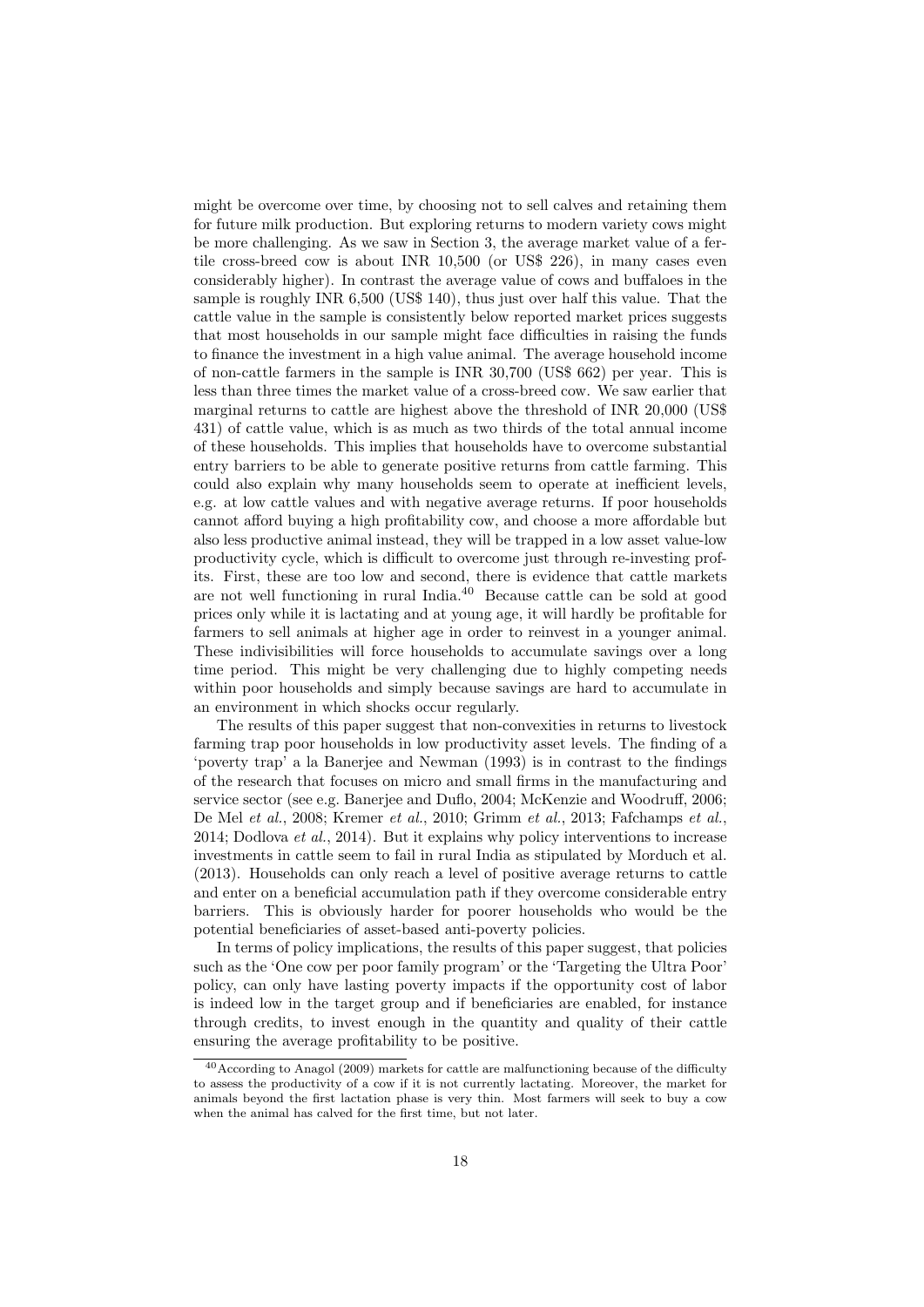might be overcome over time, by choosing not to sell calves and retaining them for future milk production. But exploring returns to modern variety cows might be more challenging. As we saw in Section 3, the average market value of a fertile cross-breed cow is about INR 10,500 (or US$ 226), in many cases even considerably higher). In contrast the average value of cows and buffaloes in the sample is roughly INR 6,500 (US$ 140), thus just over half this value. That the cattle value in the sample is consistently below reported market prices suggests that most households in our sample might face difficulties in raising the funds to finance the investment in a high value animal. The average household income of non-cattle farmers in the sample is INR 30,700 (US$ 662) per year. This is less than three times the market value of a cross-breed cow. We saw earlier that marginal returns to cattle are highest above the threshold of INR 20,000 (US$ 431) of cattle value, which is as much as two thirds of the total annual income of these households. This implies that households have to overcome substantial entry barriers to be able to generate positive returns from cattle farming. This could also explain why many households seem to operate at inefficient levels, e.g. at low cattle values and with negative average returns. If poor households cannot afford buying a high profitability cow, and choose a more affordable but also less productive animal instead, they will be trapped in a low asset value-low productivity cycle, which is difficult to overcome just through re-investing profits. First, these are too low and second, there is evidence that cattle markets are not well functioning in rural India.[40] Because cattle can be sold at good prices only while it is lactating and at young age, it will hardly be profitable for farmers to sell animals at higher age in order to reinvest in a younger animal. These indivisibilities will force households to accumulate savings over a long time period. This might be very challenging due to highly competing needs within poor households and simply because savings are hard to accumulate in an environment in which shocks occur regularly.

The results of this paper suggest that non-convexities in returns to livestock farming trap poor households in low productivity asset levels. The finding of a 'poverty trap' a la Banerjee and Newman (1993) is in contrast to the findings of the research that focuses on micro and small firms in the manufacturing and service sector (see e.g. Banerjee and Duflo, 2004; McKenzie and Woodruff, 2006; De Mel *et al.*, 2008; Kremer *et al.*, 2010; Grimm *et al.*, 2013; Fafchamps *et al.*, 2014; Dodlova *et al.*, 2014). But it explains why policy interventions to increase investments in cattle seem to fail in rural India as stipulated by Morduch et al. (2013). Households can only reach a level of positive average returns to cattle and enter on a beneficial accumulation path if they overcome considerable entry barriers. This is obviously harder for poorer households who would be the potential beneficiaries of asset-based anti-poverty policies.

In terms of policy implications, the results of this paper suggest, that policies such as the 'One cow per poor family program' or the 'Targeting the Ultra Poor' policy, can only have lasting poverty impacts if the opportunity cost of labor is indeed low in the target group and if beneficiaries are enabled, for instance through credits, to invest enough in the quantity and quality of their cattle ensuring the average profitability to be positive.

[40] According to Anagol (2009) markets for cattle are malfunctioning because of the difficulty to assess the productivity of a cow if it is not currently lactating. Moreover, the market for animals beyond the first lactation phase is very thin. Most farmers will seek to buy a cow when the animal has calved for the first time, but not later.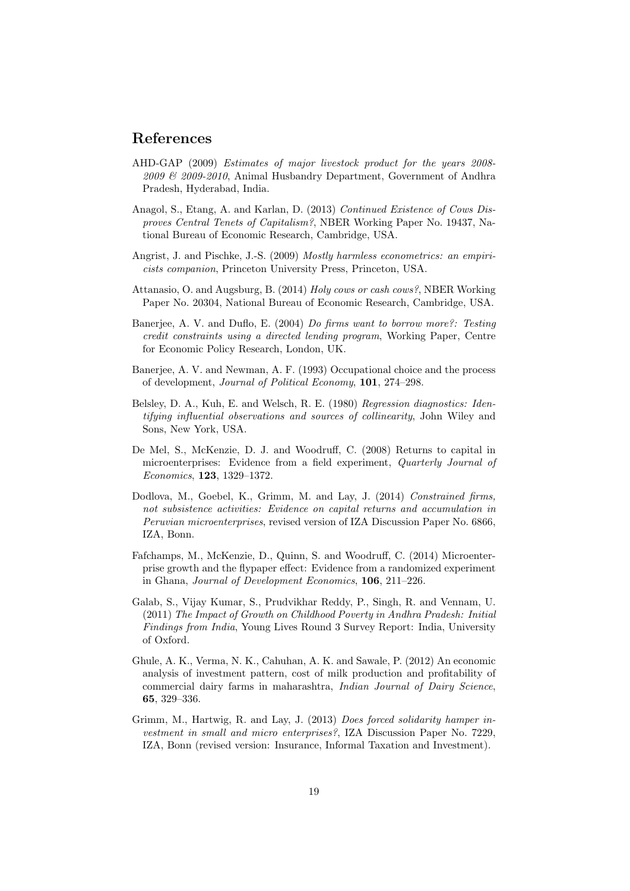## References

AHD-GAP (2009) *Estimates of major livestock product for the years 2008-2009 & 2009-2010*, Animal Husbandry Department, Government of Andhra Pradesh, Hyderabad, India.

Anagol, S., Etang, A. and Karlan, D. (2013) *Continued Existence of Cows Disproves Central Tenets of Capitalism?*, NBER Working Paper No. 19437, National Bureau of Economic Research, Cambridge, USA.

Angrist, J. and Pischke, J.-S. (2009) *Mostly harmless econometrics: an empiricists companion*, Princeton University Press, Princeton, USA.

Attanasio, O. and Augsburg, B. (2014) *Holy cows or cash cows?*, NBER Working Paper No. 20304, National Bureau of Economic Research, Cambridge, USA.

Banerjee, A. V. and Duflo, E. (2004) *Do firms want to borrow more?: Testing credit constraints using a directed lending program*, Working Paper, Centre for Economic Policy Research, London, UK.

Banerjee, A. V. and Newman, A. F. (1993) Occupational choice and the process of development, *Journal of Political Economy*, **101**, 274–298.

Belsley, D. A., Kuh, E. and Welsch, R. E. (1980) *Regression diagnostics: Identifying influential observations and sources of collinearity*, John Wiley and Sons, New York, USA.

De Mel, S., McKenzie, D. J. and Woodruff, C. (2008) Returns to capital in microenterprises: Evidence from a field experiment, *Quarterly Journal of Economics*, **123**, 1329–1372.

Dodlova, M., Goebel, K., Grimm, M. and Lay, J. (2014) *Constrained firms, not subsistence activities: Evidence on capital returns and accumulation in Peruvian microenterprises*, revised version of IZA Discussion Paper No. 6866, IZA, Bonn.

Fafchamps, M., McKenzie, D., Quinn, S. and Woodruff, C. (2014) Microenterprise growth and the flypaper effect: Evidence from a randomized experiment in Ghana, *Journal of Development Economics*, **106**, 211–226.

Galab, S., Vijay Kumar, S., Prudvikhar Reddy, P., Singh, R. and Vennam, U. (2011) *The Impact of Growth on Childhood Poverty in Andhra Pradesh: Initial Findings from India*, Young Lives Round 3 Survey Report: India, University of Oxford.

Ghule, A. K., Verma, N. K., Cahuhan, A. K. and Sawale, P. (2012) An economic analysis of investment pattern, cost of milk production and profitability of commercial dairy farms in maharashtra, *Indian Journal of Dairy Science*, **65**, 329–336.

Grimm, M., Hartwig, R. and Lay, J. (2013) *Does forced solidarity hamper investment in small and micro enterprises?*, IZA Discussion Paper No. 7229, IZA, Bonn (revised version: Insurance, Informal Taxation and Investment).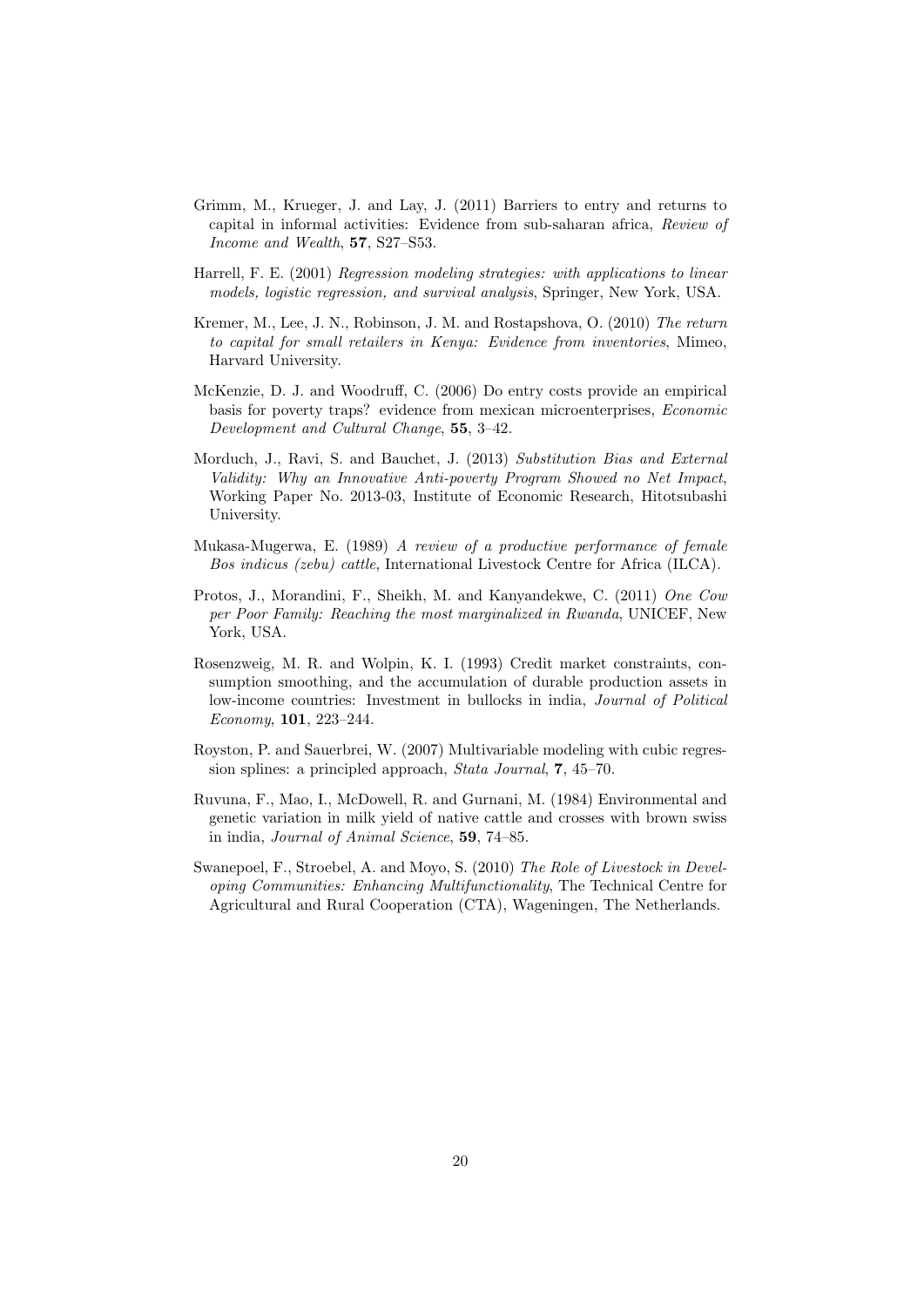Grimm, M., Krueger, J. and Lay, J. (2011) Barriers to entry and returns to capital in informal activities: Evidence from sub-saharan africa, *Review of Income and Wealth*, **57**, S27–S53.

Harrell, F. E. (2001) *Regression modeling strategies: with applications to linear models, logistic regression, and survival analysis*, Springer, New York, USA.

Kremer, M., Lee, J. N., Robinson, J. M. and Rostapshova, O. (2010) *The return to capital for small retailers in Kenya: Evidence from inventories*, Mimeo, Harvard University.

McKenzie, D. J. and Woodruff, C. (2006) Do entry costs provide an empirical basis for poverty traps? evidence from mexican microenterprises, *Economic Development and Cultural Change*, **55**, 3–42.

Morduch, J., Ravi, S. and Bauchet, J. (2013) *Substitution Bias and External Validity: Why an Innovative Anti-poverty Program Showed no Net Impact*, Working Paper No. 2013-03, Institute of Economic Research, Hitotsubashi University.

Mukasa-Mugerwa, E. (1989) *A review of a productive performance of female Bos indicus (zebu) cattle*, International Livestock Centre for Africa (ILCA).

Protos, J., Morandini, F., Sheikh, M. and Kanyandekwe, C. (2011) *One Cow per Poor Family: Reaching the most marginalized in Rwanda*, UNICEF, New York, USA.

Rosenzweig, M. R. and Wolpin, K. I. (1993) Credit market constraints, consumption smoothing, and the accumulation of durable production assets in low-income countries: Investment in bullocks in india, *Journal of Political Economy*, **101**, 223–244.

Royston, P. and Sauerbrei, W. (2007) Multivariable modeling with cubic regression splines: a principled approach, *Stata Journal*, **7**, 45–70.

Ruvuna, F., Mao, I., McDowell, R. and Gurnani, M. (1984) Environmental and genetic variation in milk yield of native cattle and crosses with brown swiss in india, *Journal of Animal Science*, **59**, 74–85.

Swanepoel, F., Stroebel, A. and Moyo, S. (2010) *The Role of Livestock in Developing Communities: Enhancing Multifunctionality*, The Technical Centre for Agricultural and Rural Cooperation (CTA), Wageningen, The Netherlands.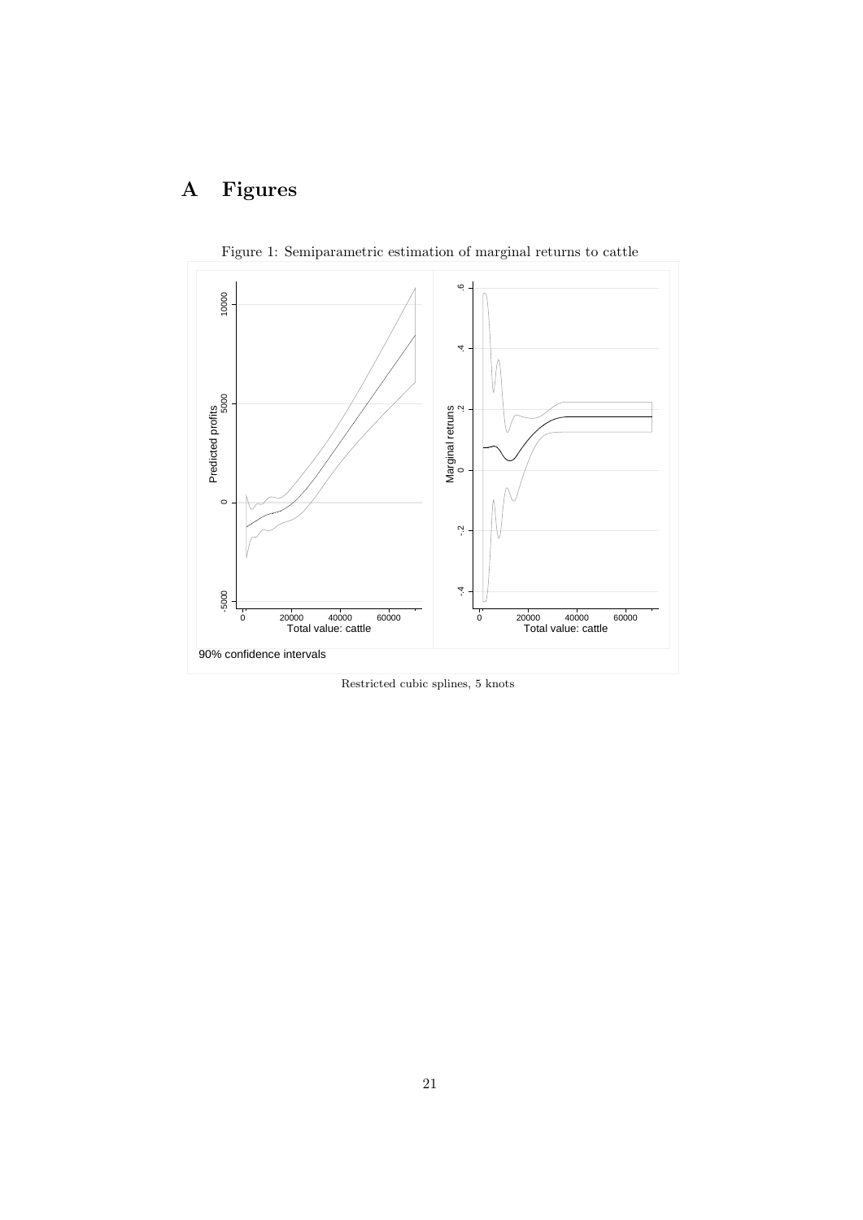# A Figures

Figure 1: Semiparametric estimation of marginal returns to cattle

Restricted cubic splines, 5 knots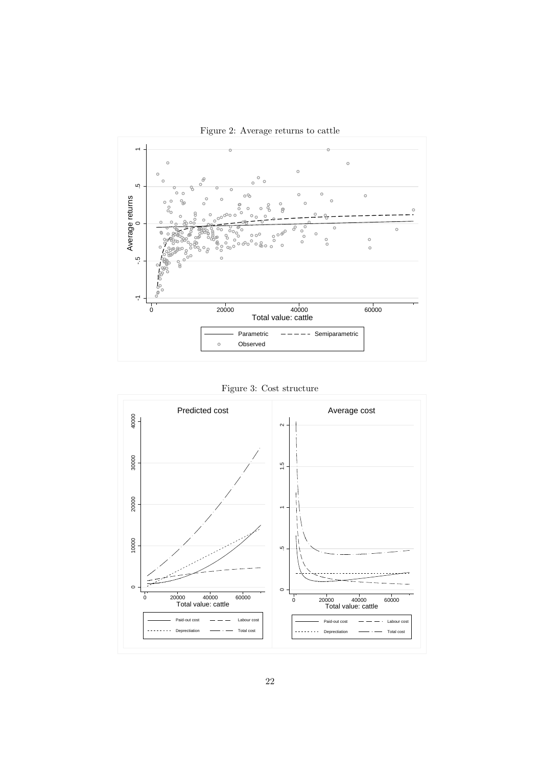Figure 2: Average returns to cattle

Figure 3: Cost structure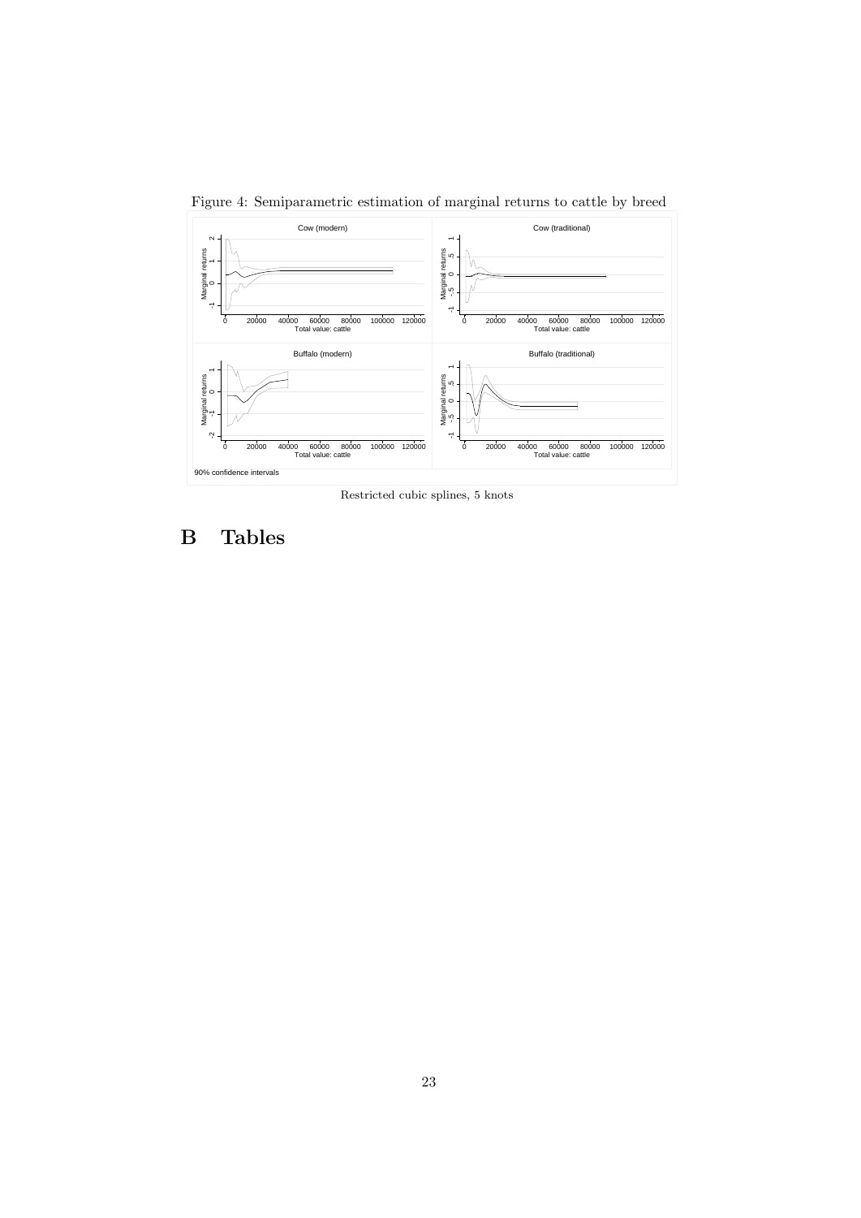Figure 4: Semiparametric estimation of marginal returns to cattle by breed

Restricted cubic splines, 5 knots

# B Tables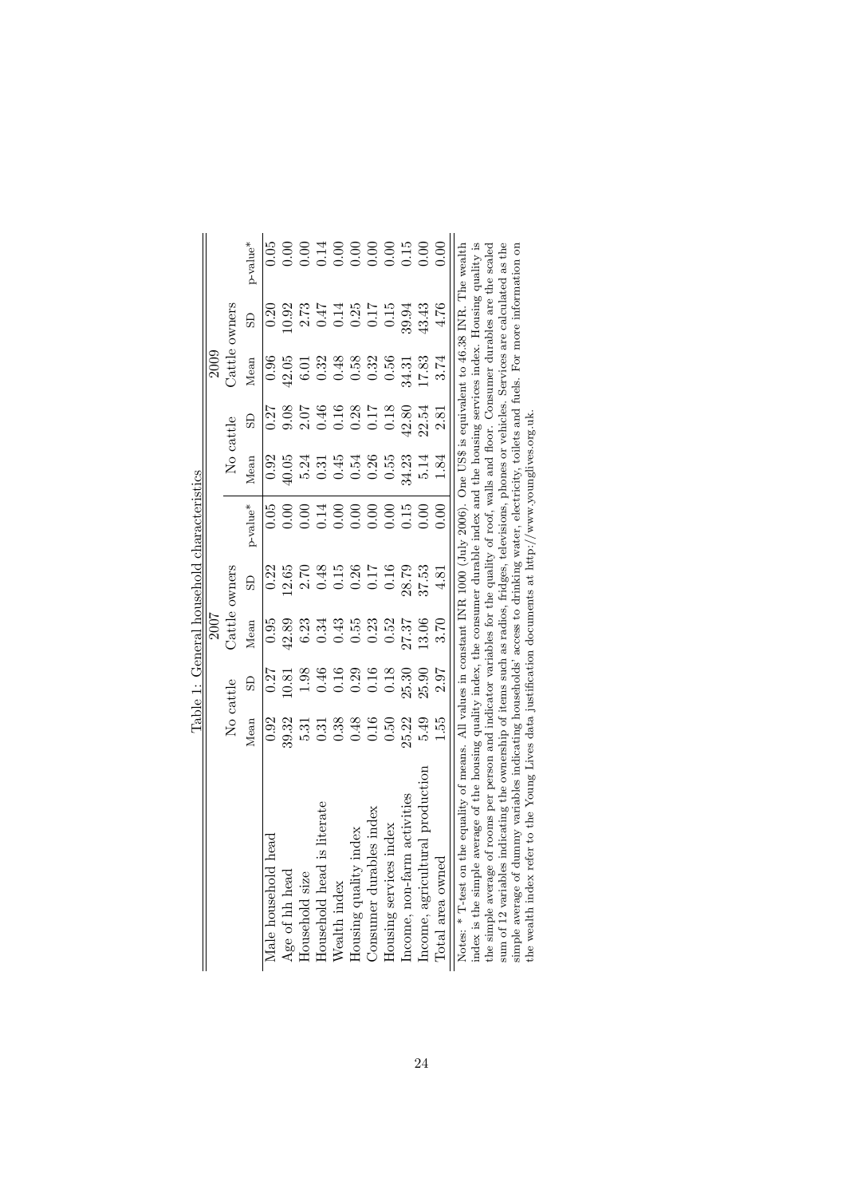Table 1: General household characteristics

| | 2007 | | | | | 2009 | | | | |
|---|---|---|---|---|---|---|---|---|---|---|
| | No cattle | | Cattle owners | | | No cattle | | Cattle owners | | |
| | Mean | SD | Mean | SD | p-value* | Mean | SD | Mean | SD | p-value* |
| Male household head | 0.92 | 0.27 | 0.95 | 0.22 | 0.05 | 0.92 | 0.27 | 0.96 | 0.20 | 0.05 |
| Age of hh head | 39.32 | 10.81 | 42.89 | 12.65 | 0.00 | 40.05 | 9.08 | 42.05 | 10.92 | 0.00 |
| Household size | 5.31 | 1.98 | 6.23 | 2.70 | 0.00 | 5.24 | 2.07 | 6.01 | 2.73 | 0.00 |
| Household head is literate | 0.31 | 0.46 | 0.34 | 0.48 | 0.14 | 0.31 | 0.46 | 0.32 | 0.47 | 0.14 |
| Wealth index | 0.38 | 0.16 | 0.43 | 0.15 | 0.00 | 0.45 | 0.16 | 0.48 | 0.14 | 0.00 |
| Housing quality index | 0.48 | 0.29 | 0.55 | 0.26 | 0.00 | 0.54 | 0.28 | 0.58 | 0.25 | 0.00 |
| Consumer durables index | 0.16 | 0.16 | 0.23 | 0.17 | 0.00 | 0.26 | 0.17 | 0.32 | 0.17 | 0.00 |
| Housing services index | 0.50 | 0.18 | 0.52 | 0.16 | 0.00 | 0.55 | 0.18 | 0.56 | 0.15 | 0.00 |
| Income, non-farm activities | 25.22 | 25.30 | 27.37 | 28.79 | 0.15 | 34.23 | 42.80 | 34.31 | 39.94 | 0.15 |
| Income, agricultural production | 5.49 | 25.90 | 13.06 | 37.53 | 0.00 | 5.14 | 22.54 | 17.83 | 43.43 | 0.00 |
| Total area owned | 1.55 | 2.97 | 3.70 | 4.81 | 0.00 | 1.84 | 2.81 | 3.74 | 4.76 | 0.00 |

Notes: * T-test on the equality of means. All values in constant INR 1000 (July 2006). One US$ is equivalent to 46.38 INR. The wealth index is the simple average of the housing quality index, the consumer durable index and the housing services index. Housing quality is the simple average of rooms per person and indicator variables for the quality of roof, walls and floor. Consumer durables are the scaled sum of 12 variables indicating the ownership of items such as radios, fridges, televisions, phones or vehicles. Services are calculated as the simple average of dummy variables indicating households' access to drinking water, electricity, toilets and fuels. For more information on the wealth index refer to the Young Lives data justification documents at http://www.younglives.org.uk.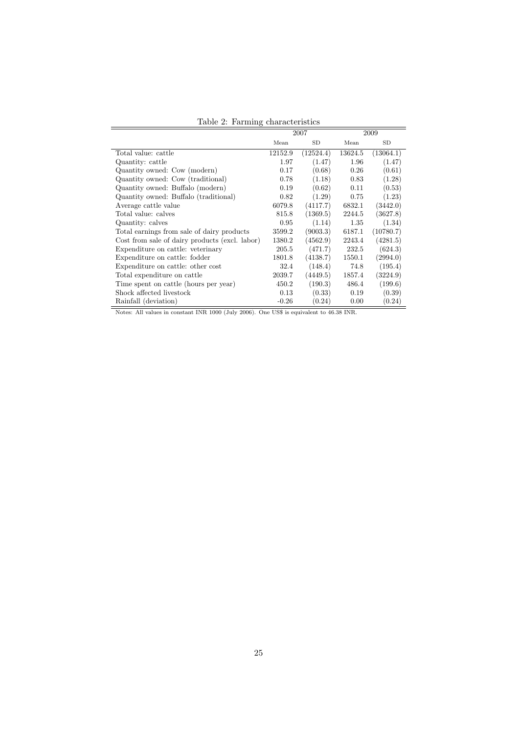Table 2: Farming characteristics

| | 2007 | | 2009 | |
|---|---|---|---|---|
| | Mean | SD | Mean | SD |
| Total value: cattle | 12152.9 | (12524.4) | 13624.5 | (13064.1) |
| Quantity: cattle | 1.97 | (1.47) | 1.96 | (1.47) |
| Quantity owned: Cow (modern) | 0.17 | (0.68) | 0.26 | (0.61) |
| Quantity owned: Cow (traditional) | 0.78 | (1.18) | 0.83 | (1.28) |
| Quantity owned: Buffalo (modern) | 0.19 | (0.62) | 0.11 | (0.53) |
| Quantity owned: Buffalo (traditional) | 0.82 | (1.29) | 0.75 | (1.23) |
| Average cattle value | 6079.8 | (4117.7) | 6832.1 | (3442.0) |
| Total value: calves | 815.8 | (1369.5) | 2244.5 | (3627.8) |
| Quantity: calves | 0.95 | (1.14) | 1.35 | (1.34) |
| Total earnings from sale of dairy products | 3599.2 | (9003.3) | 6187.1 | (10780.7) |
| Cost from sale of dairy products (excl. labor) | 1380.2 | (4562.9) | 2243.4 | (4281.5) |
| Expenditure on cattle: veterinary | 205.5 | (471.7) | 232.5 | (624.3) |
| Expenditure on cattle: fodder | 1801.8 | (4138.7) | 1550.1 | (2994.0) |
| Expenditure on cattle: other cost | 32.4 | (148.4) | 74.8 | (195.4) |
| Total expenditure on cattle | 2039.7 | (4449.5) | 1857.4 | (3224.9) |
| Time spent on cattle (hours per year) | 450.2 | (190.3) | 486.4 | (199.6) |
| Shock affected livestock | 0.13 | (0.33) | 0.19 | (0.39) |
| Rainfall (deviation) | -0.26 | (0.24) | 0.00 | (0.24) |

Notes: All values in constant INR 1000 (July 2006). One US$ is equivalent to 46.38 INR.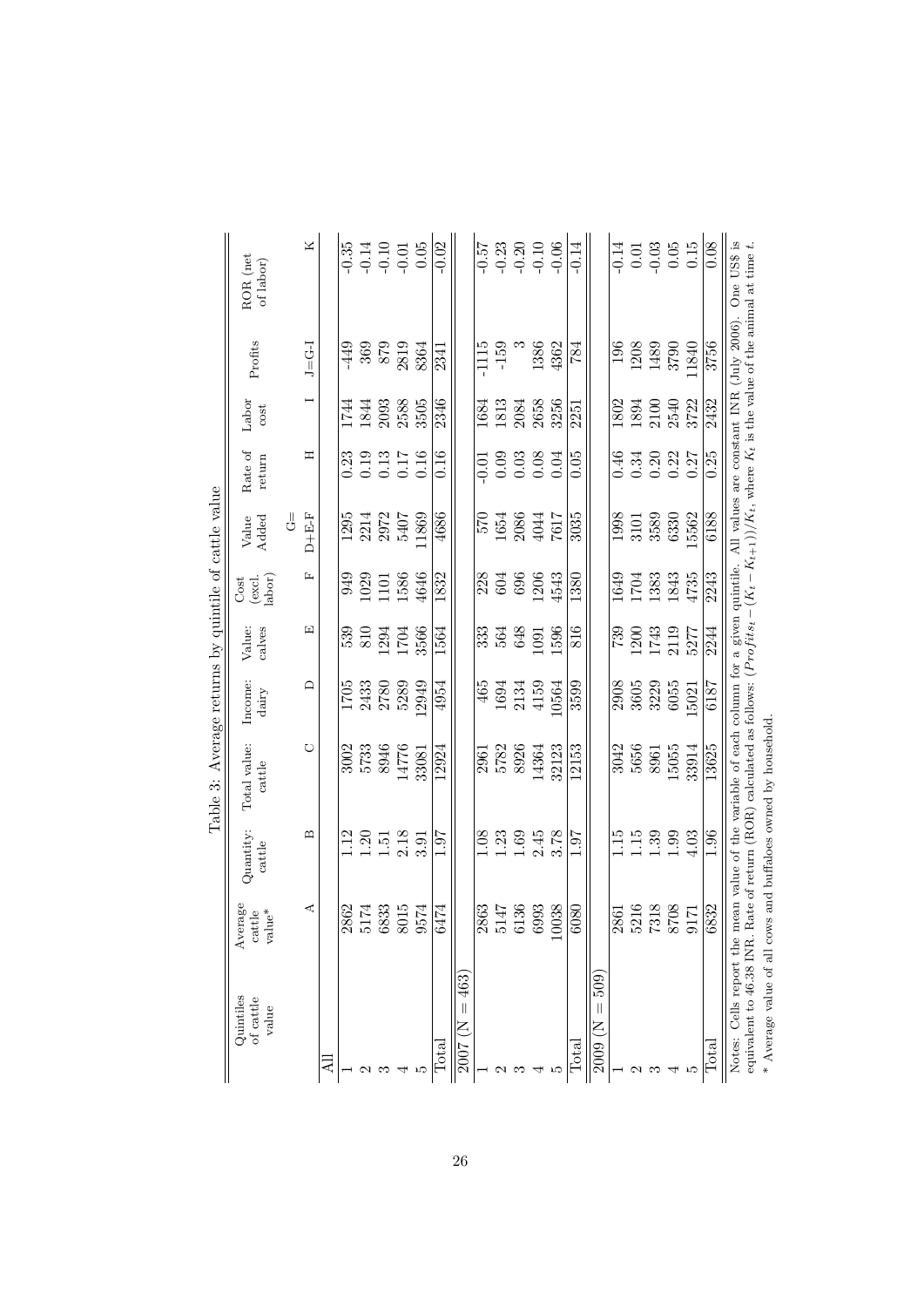Table 3: Average returns by quintile of cattle value

| Quintiles of cattle value | Average cattle value* | Quantity: cattle | Total value: cattle | Income: dairy | Value: calves | Cost (excl. labor) | Value Added | Rate of return | Labor cost | Profits | ROR (net of labor) |
|---|---|---|---|---|---|---|---|---|---|---|---|
| | A | B | C | D | E | F | G= D+E-F | H | I | J=G-I | K |
| All | | | | | | | | | | | |
| 1 | 2862 | 1.12 | 3002 | 1705 | 539 | 949 | 1295 | 0.23 | 1744 | -449 | -0.35 |
| 2 | 5174 | 1.20 | 5733 | 2433 | 810 | 1029 | 2214 | 0.19 | 1844 | 369 | -0.14 |
| 3 | 6833 | 1.51 | 8946 | 2780 | 1294 | 1101 | 2972 | 0.13 | 2093 | 879 | -0.10 |
| 4 | 8015 | 2.18 | 14776 | 5289 | 1704 | 1586 | 5407 | 0.17 | 2588 | 2819 | -0.01 |
| 5 | 9574 | 3.91 | 33081 | 12949 | 3566 | 4646 | 11869 | 0.16 | 3505 | 8364 | 0.05 |
| Total | 6474 | 1.97 | 12924 | 4954 | 1564 | 1832 | 4686 | 0.16 | 2346 | 2341 | -0.02 |
| 2007 (N = 463) | | | | | | | | | | | |
| 1 | 2863 | 1.08 | 2961 | 465 | 333 | 228 | 570 | -0.01 | 1684 | -1115 | -0.57 |
| 2 | 5147 | 1.23 | 5782 | 1694 | 564 | 604 | 1654 | 0.09 | 1813 | -159 | -0.23 |
| 3 | 6136 | 1.69 | 8926 | 2134 | 648 | 696 | 2086 | 0.03 | 2084 | 3 | -0.20 |
| 4 | 6993 | 2.45 | 14364 | 4159 | 1091 | 1206 | 4044 | 0.08 | 2658 | 1386 | -0.10 |
| 5 | 10038 | 3.78 | 32123 | 10564 | 1596 | 4543 | 7617 | 0.04 | 3256 | 4362 | -0.06 |
| Total | 6080 | 1.97 | 12153 | 3599 | 816 | 1380 | 3035 | 0.05 | 2251 | 784 | -0.14 |
| 2009 (N = 509) | | | | | | | | | | | |
| 1 | 2861 | 1.15 | 3042 | 2908 | 739 | 1649 | 1998 | 0.46 | 1802 | 196 | -0.14 |
| 2 | 5216 | 1.15 | 5656 | 3605 | 1200 | 1704 | 3101 | 0.34 | 1894 | 1208 | 0.01 |
| 3 | 7318 | 1.39 | 8961 | 3229 | 1743 | 1383 | 3589 | 0.20 | 2100 | 1489 | -0.03 |
| 4 | 8708 | 1.99 | 15055 | 6055 | 2119 | 1843 | 6330 | 0.22 | 2540 | 3790 | 0.05 |
| 5 | 9171 | 4.03 | 33914 | 15021 | 5277 | 4735 | 15562 | 0.27 | 3722 | 11840 | 0.15 |
| Total | 6832 | 1.96 | 13625 | 6187 | 2244 | 2243 | 6188 | 0.25 | 2432 | 3756 | 0.08 |

Notes: Cells report the mean value of the variable of each column for a given quintile. All values are constant INR (July 2006). One US$ is equivalent to 46.38 INR. Rate of return (ROR) calculated as follows: $(Profits_t - (K_t - K_{t+1}))/K_t$, where $K_t$ is the value of the animal at time $t$.

* Average value of all cows and buffaloes owned by household.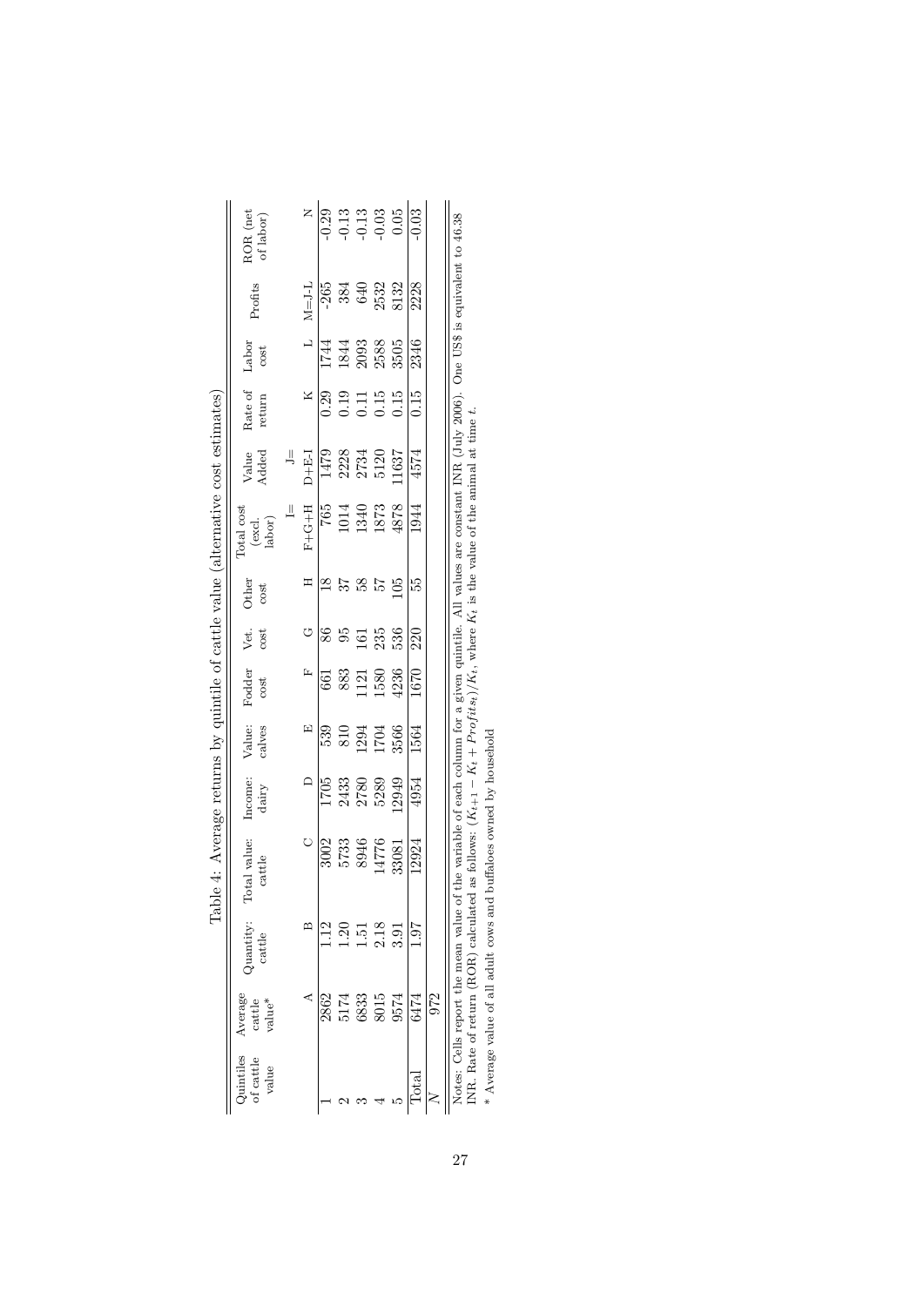Table 4: Average returns by quintile of cattle value (alternative cost estimates)

| Quintiles of cattle value | Average cattle value* | Quantity: cattle | Total value: cattle | Income: dairy | Value: calves | Fodder cost | Vet. cost | Other cost | Total cost (excl. labor) | Value Added | Rate of return | Labor cost | Profits | ROR (net of labor) |
|---|---|---|---|---|---|---|---|---|---|---|---|---|---|---|
| | A | B | C | D | E | F | G | H | I= F+G+H | J= D+E-I | K | L | M=J-L | N |
| 1 | 2862 | 1.12 | 3002 | 1705 | 539 | 661 | 86 | 18 | 765 | 1479 | 0.29 | 1744 | -265 | -0.29 |
| 2 | 5174 | 1.20 | 5733 | 2433 | 810 | 883 | 95 | 37 | 1014 | 2228 | 0.19 | 1844 | 384 | -0.13 |
| 3 | 6833 | 1.51 | 8946 | 2780 | 1294 | 1121 | 161 | 58 | 1340 | 2734 | 0.11 | 2093 | 640 | -0.13 |
| 4 | 8015 | 2.18 | 14776 | 5289 | 1704 | 1580 | 235 | 57 | 1873 | 5120 | 0.15 | 2588 | 2532 | -0.03 |
| 5 | 9574 | 3.91 | 33081 | 12949 | 3566 | 4236 | 536 | 105 | 4878 | 11637 | 0.15 | 3505 | 8132 | 0.05 |
| Total | 6474 | 1.97 | 12924 | 4954 | 1564 | 1670 | 220 | 55 | 1944 | 4574 | 0.15 | 2346 | 2228 | -0.03 |
| $N$ | 972 | | | | | | | | | | | | | |

Notes: Cells report the mean value of the variable of each column for a given quintile. All values are constant INR (July 2006). One US$ is equivalent to 46.38 INR. Rate of return (ROR) calculated as follows: $(K_{t+1} - K_t + Profits_t)/K_t$, where $K_t$ is the value of the animal at time $t$.

\* Average value of all adult cows and buffaloes owned by household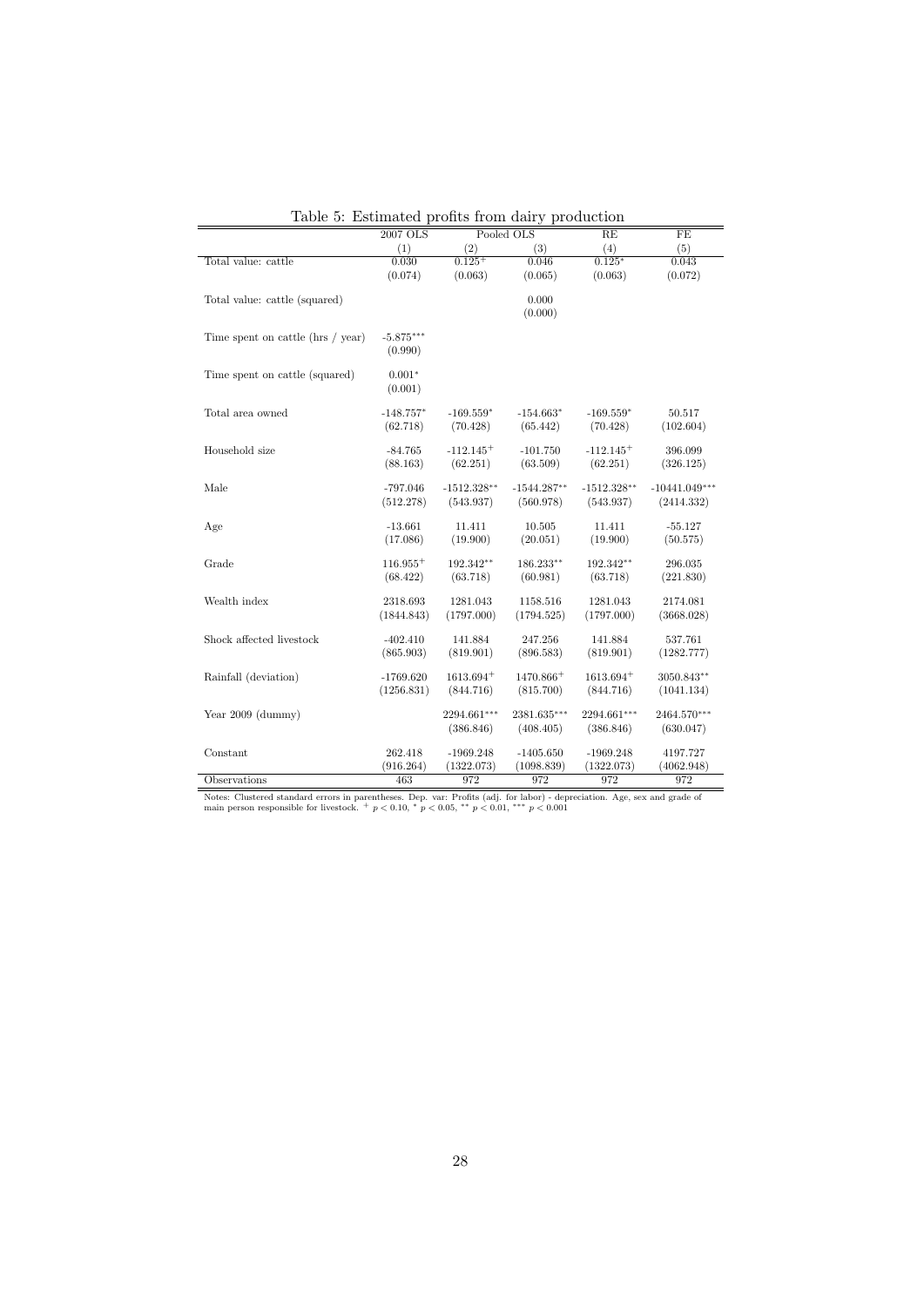Table 5: Estimated profits from dairy production

| | 2007 OLS | Pooled OLS | | RE | FE |
|---|---|---|---|---|---|
| | (1) | (2) | (3) | (4) | (5) |
| Total value: cattle | 0.030 | $0.125^{+}$ | 0.046 | $0.125^{*}$ | 0.043 |
| | (0.074) | (0.063) | (0.065) | (0.063) | (0.072) |
| Total value: cattle (squared) | | | 0.000 | | |
| | | | (0.000) | | |
| Time spent on cattle (hrs / year) | $-5.875^{***}$ | | | | |
| | (0.990) | | | | |
| Time spent on cattle (squared) | $0.001^{*}$ | | | | |
| | (0.001) | | | | |
| Total area owned | $-148.757^{*}$ | $-169.559^{*}$ | $-154.663^{*}$ | $-169.559^{*}$ | 50.517 |
| | (62.718) | (70.428) | (65.442) | (70.428) | (102.604) |
| Household size | -84.765 | $-112.145^{+}$ | -101.750 | $-112.145^{+}$ | 396.099 |
| | (88.163) | (62.251) | (63.509) | (62.251) | (326.125) |
| Male | -797.046 | $-1512.328^{**}$ | $-1544.287^{**}$ | $-1512.328^{**}$ | $-10441.049^{***}$ |
| | (512.278) | (543.937) | (560.978) | (543.937) | (2414.332) |
| Age | -13.661 | 11.411 | 10.505 | 11.411 | -55.127 |
| | (17.086) | (19.900) | (20.051) | (19.900) | (50.575) |
| Grade | $116.955^{+}$ | $192.342^{**}$ | $186.233^{**}$ | $192.342^{**}$ | 296.035 |
| | (68.422) | (63.718) | (60.981) | (63.718) | (221.830) |
| Wealth index | 2318.693 | 1281.043 | 1158.516 | 1281.043 | 2174.081 |
| | (1844.843) | (1797.000) | (1794.525) | (1797.000) | (3668.028) |
| Shock affected livestock | -402.410 | 141.884 | 247.256 | 141.884 | 537.761 |
| | (865.903) | (819.901) | (896.583) | (819.901) | (1282.777) |
| Rainfall (deviation) | -1769.620 | $1613.694^{+}$ | $1470.866^{+}$ | $1613.694^{+}$ | $3050.843^{**}$ |
| | (1256.831) | (844.716) | (815.700) | (844.716) | (1041.134) |
| Year 2009 (dummy) | | $2294.661^{***}$ | $2381.635^{***}$ | $2294.661^{***}$ | $2464.570^{***}$ |
| | | (386.846) | (408.405) | (386.846) | (630.047) |
| Constant | 262.418 | -1969.248 | -1405.650 | -1969.248 | 4197.727 |
| | (916.264) | (1322.073) | (1098.839) | (1322.073) | (4062.948) |
| Observations | 463 | 972 | 972 | 972 | 972 |

Notes: Clustered standard errors in parentheses. Dep. var: Profits (adj. for labor) - depreciation. Age, sex and grade of main person responsible for livestock. $^{+}$ $p < 0.10$, $^{*}$ $p < 0.05$, $^{**}$ $p < 0.01$, $^{***}$ $p < 0.001$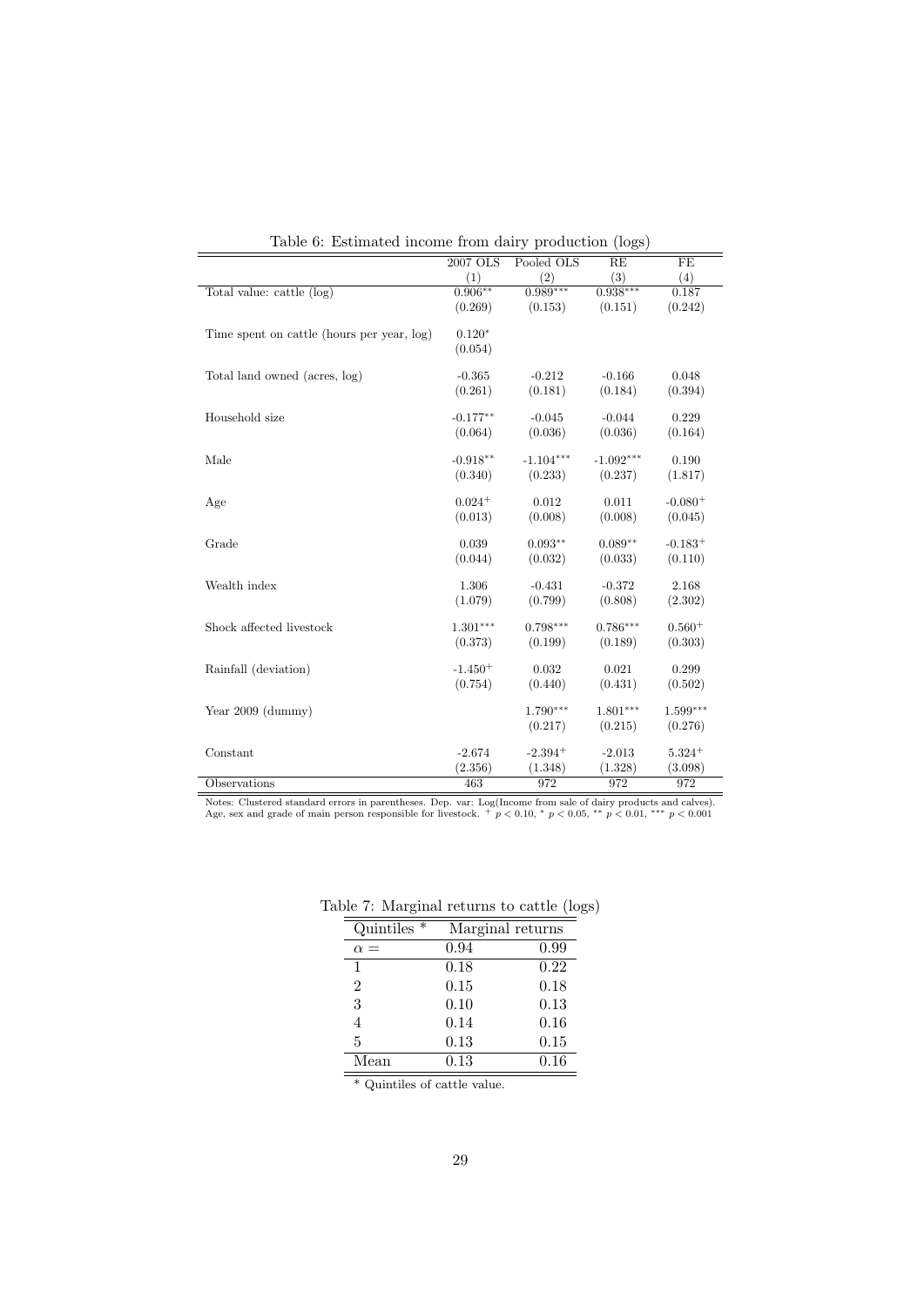Table 6: Estimated income from dairy production (logs)

| | 2007 OLS | Pooled OLS | RE | FE |
|---|---|---|---|---|
| | (1) | (2) | (3) | (4) |
| Total value: cattle (log) | 0.906** | 0.989*** | 0.938*** | 0.187 |
| | (0.269) | (0.153) | (0.151) | (0.242) |
| Time spent on cattle (hours per year, log) | 0.120* | | | |
| | (0.054) | | | |
| Total land owned (acres, log) | -0.365 | -0.212 | -0.166 | 0.048 |
| | (0.261) | (0.181) | (0.184) | (0.394) |
| Household size | -0.177** | -0.045 | -0.044 | 0.229 |
| | (0.064) | (0.036) | (0.036) | (0.164) |
| Male | -0.918** | -1.104*** | -1.092*** | 0.190 |
| | (0.340) | (0.233) | (0.237) | (1.817) |
| Age | 0.024+ | 0.012 | 0.011 | -0.080+ |
| | (0.013) | (0.008) | (0.008) | (0.045) |
| Grade | 0.039 | 0.093** | 0.089** | -0.183+ |
| | (0.044) | (0.032) | (0.033) | (0.110) |
| Wealth index | 1.306 | -0.431 | -0.372 | 2.168 |
| | (1.079) | (0.799) | (0.808) | (2.302) |
| Shock affected livestock | 1.301*** | 0.798*** | 0.786*** | 0.560+ |
| | (0.373) | (0.199) | (0.189) | (0.303) |
| Rainfall (deviation) | -1.450+ | 0.032 | 0.021 | 0.299 |
| | (0.754) | (0.440) | (0.431) | (0.502) |
| Year 2009 (dummy) | | 1.790*** | 1.801*** | 1.599*** |
| | | (0.217) | (0.215) | (0.276) |
| Constant | -2.674 | -2.394+ | -2.013 | 5.324+ |
| | (2.356) | (1.348) | (1.328) | (3.098) |
| Observations | 463 | 972 | 972 | 972 |

Notes: Clustered standard errors in parentheses. Dep. var: Log(Income from sale of dairy products and calves). Age, sex and grade of main person responsible for livestock. + $p < 0.10$, * $p < 0.05$, ** $p < 0.01$, *** $p < 0.001$

Table 7: Marginal returns to cattle (logs)

| Quintiles * | Marginal returns | |
|---|---|---|
| $\alpha =$ | 0.94 | 0.99 |
| 1 | 0.18 | 0.22 |
| 2 | 0.15 | 0.18 |
| 3 | 0.10 | 0.13 |
| 4 | 0.14 | 0.16 |
| 5 | 0.13 | 0.15 |
| Mean | 0.13 | 0.16 |

* Quintiles of cattle value.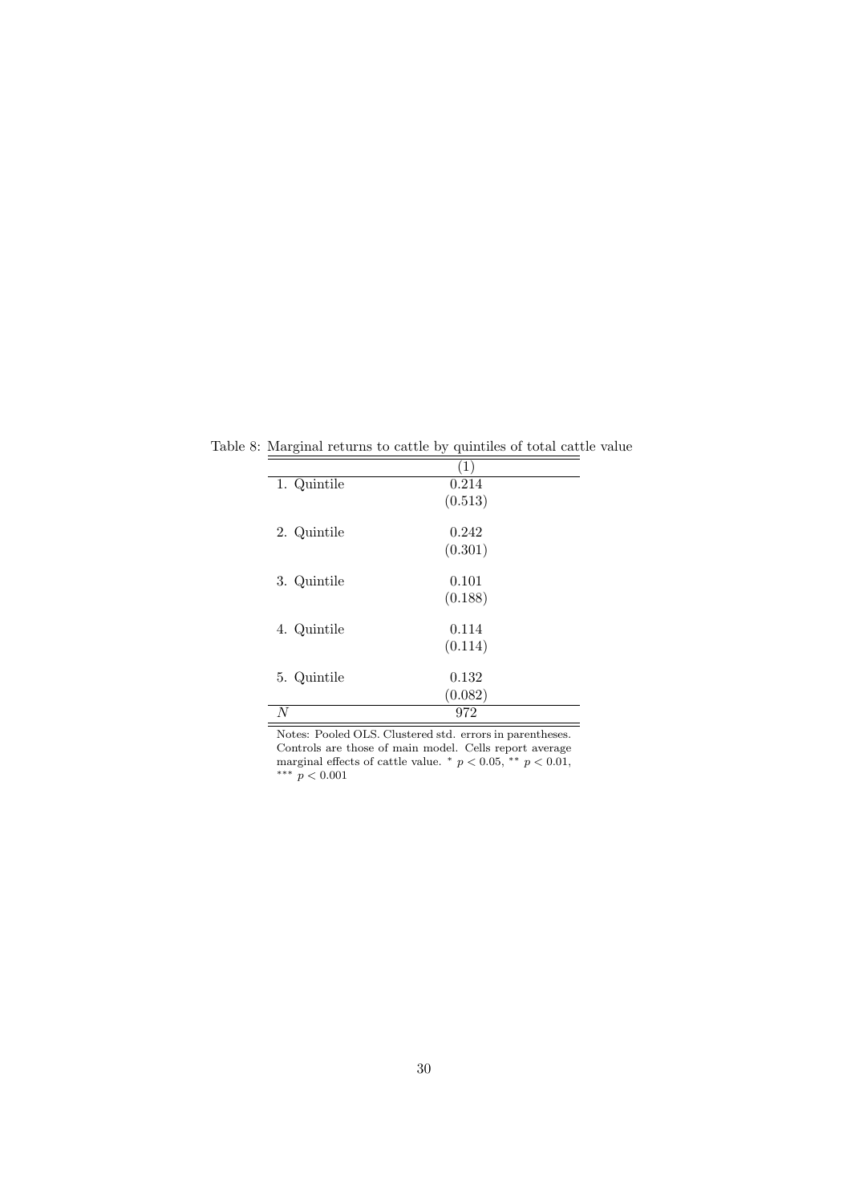Table 8: Marginal returns to cattle by quintiles of total cattle value

| | (1) |
|---|---|
| 1. Quintile | 0.214 |
| | (0.513) |
| 2. Quintile | 0.242 |
| | (0.301) |
| 3. Quintile | 0.101 |
| | (0.188) |
| 4. Quintile | 0.114 |
| | (0.114) |
| 5. Quintile | 0.132 |
| | (0.082) |
| $N$ | 972 |

Notes: Pooled OLS. Clustered std. errors in parentheses. Controls are those of main model. Cells report average marginal effects of cattle value. $^{*}$ $p < 0.05$, $^{**}$ $p < 0.01$, $^{***}$ $p < 0.001$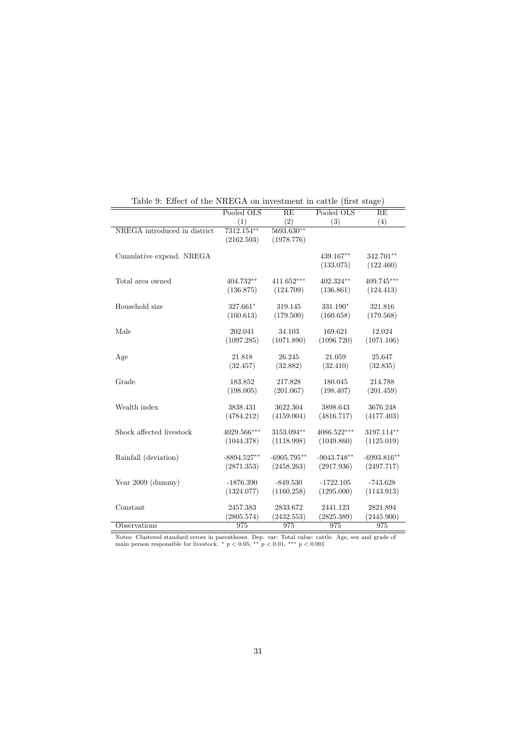Table 9: Effect of the NREGA on investment in cattle (first stage)

| | Pooled OLS | RE | Pooled OLS | RE |
|---|---|---|---|---|
| | (1) | (2) | (3) | (4) |
| NREGA introduced in district | 7312.154** | 5693.630** | | |
| | (2162.503) | (1978.776) | | |
| Cumulative expend. NREGA | | | 439.167** | 342.701** |
| | | | (133.075) | (122.460) |
| Total area owned | 404.732** | 411.652*** | 402.324** | 409.745*** |
| | (136.875) | (124.709) | (136.861) | (124.413) |
| Household size | 327.661* | 319.145 | 331.190* | 321.816 |
| | (160.613) | (179.500) | (160.658) | (179.568) |
| Male | 202.041 | 34.103 | 169.621 | 12.024 |
| | (1097.285) | (1071.890) | (1096.720) | (1071.106) |
| Age | 21.818 | 26.245 | 21.059 | 25.647 |
| | (32.457) | (32.882) | (32.410) | (32.835) |
| Grade | 183.852 | 217.828 | 180.045 | 214.788 |
| | (198.005) | (201.067) | (198.407) | (201.459) |
| Wealth index | 3838.431 | 3622.304 | 3898.643 | 3676.248 |
| | (4784.212) | (4159.004) | (4816.717) | (4177.403) |
| Shock affected livestock | 4029.566*** | 3153.094** | 4086.522*** | 3197.114** |
| | (1044.378) | (1118.998) | (1049.860) | (1125.019) |
| Rainfall (deviation) | -8894.527** | -6905.795** | -9043.748** | -6993.816** |
| | (2871.353) | (2458.263) | (2917.936) | (2497.717) |
| Year 2009 (dummy) | -1876.390 | -849.530 | -1722.105 | -743.628 |
| | (1324.077) | (1160.258) | (1295.000) | (1143.913) |
| Constant | 2457.383 | 2833.672 | 2441.123 | 2821.894 |
| | (2805.574) | (2432.553) | (2825.389) | (2445.900) |
| Observations | 975 | 975 | 975 | 975 |

Notes: Clustered standard errors in parentheses. Dep. var: Total value: cattle. Age, sex and grade of main person responsible for livestock. * $p < 0.05$, ** $p < 0.01$, *** $p < 0.001$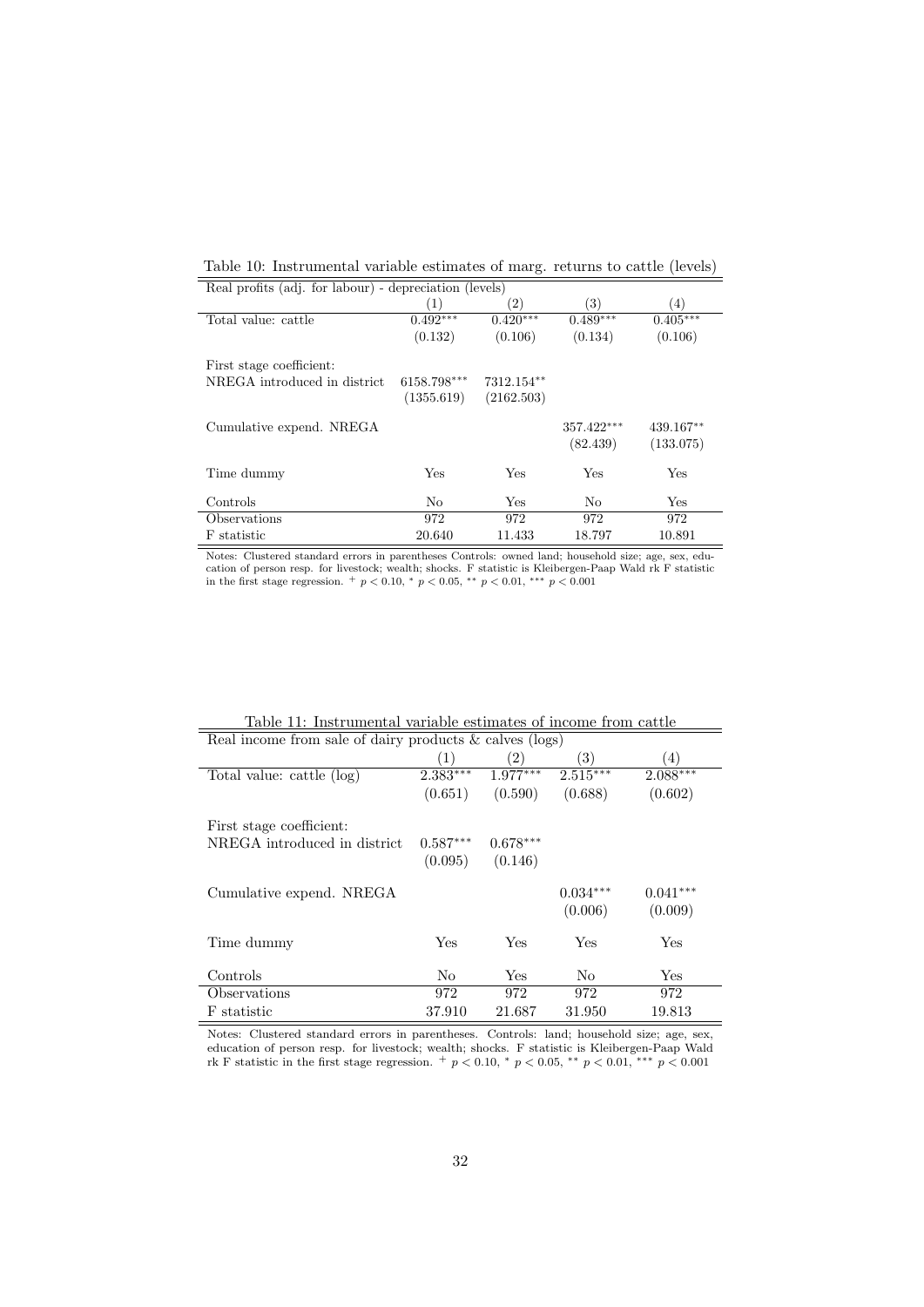Table 10: Instrumental variable estimates of marg. returns to cattle (levels)

| Real profits (adj. for labour) - depreciation (levels) | | | | |
|---|---|---|---|---|
| | (1) | (2) | (3) | (4) |
| Total value: cattle | 0.492*** | 0.420*** | 0.489*** | 0.405*** |
| | (0.132) | (0.106) | (0.134) | (0.106) |
| First stage coefficient: | | | | |
| NREGA introduced in district | 6158.798*** | 7312.154** | | |
| | (1355.619) | (2162.503) | | |
| Cumulative expend. NREGA | | | 357.422*** | 439.167** |
| | | | (82.439) | (133.075) |
| Time dummy | Yes | Yes | Yes | Yes |
| Controls | No | Yes | No | Yes |
| Observations | 972 | 972 | 972 | 972 |
| F statistic | 20.640 | 11.433 | 18.797 | 10.891 |

Notes: Clustered standard errors in parentheses Controls: owned land; household size; age, sex, education of person resp. for livestock; wealth; shocks. F statistic is Kleibergen-Paap Wald rk F statistic in the first stage regression. $^{+}$ $p < 0.10$, $^{*}$ $p < 0.05$, $^{**}$ $p < 0.01$, $^{***}$ $p < 0.001$

Table 11: Instrumental variable estimates of income from cattle

| Real income from sale of dairy products & calves (logs) | | | | |
|---|---|---|---|---|
| | (1) | (2) | (3) | (4) |
| Total value: cattle (log) | 2.383*** | 1.977*** | 2.515*** | 2.088*** |
| | (0.651) | (0.590) | (0.688) | (0.602) |
| First stage coefficient: | | | | |
| NREGA introduced in district | 0.587*** | 0.678*** | | |
| | (0.095) | (0.146) | | |
| Cumulative expend. NREGA | | | 0.034*** | 0.041*** |
| | | | (0.006) | (0.009) |
| Time dummy | Yes | Yes | Yes | Yes |
| Controls | No | Yes | No | Yes |
| Observations | 972 | 972 | 972 | 972 |
| F statistic | 37.910 | 21.687 | 31.950 | 19.813 |

Notes: Clustered standard errors in parentheses. Controls: land; household size; age, sex, education of person resp. for livestock; wealth; shocks. F statistic is Kleibergen-Paap Wald rk F statistic in the first stage regression. $^{+}$ $p < 0.10$, $^{*}$ $p < 0.05$, $^{**}$ $p < 0.01$, $^{***}$ $p < 0.001$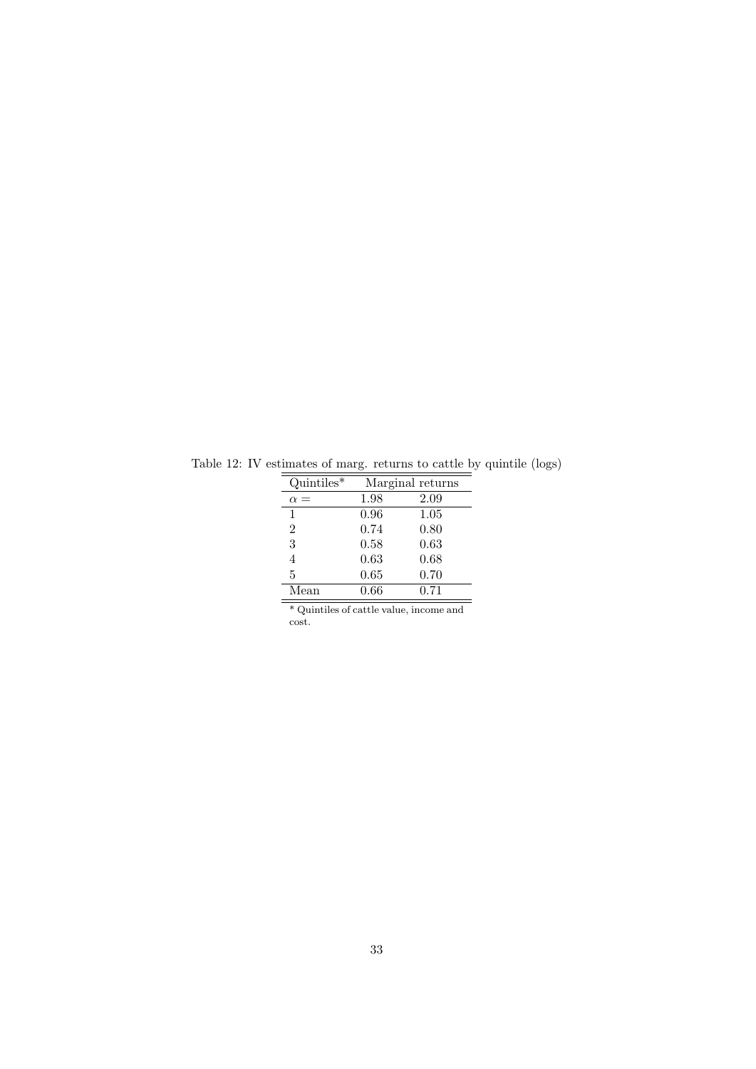Table 12: IV estimates of marg. returns to cattle by quintile (logs)

| Quintiles* | Marginal returns | |
|---|---|---|
| $\alpha =$ | 1.98 | 2.09 |
| 1 | 0.96 | 1.05 |
| 2 | 0.74 | 0.80 |
| 3 | 0.58 | 0.63 |
| 4 | 0.63 | 0.68 |
| 5 | 0.65 | 0.70 |
| Mean | 0.66 | 0.71 |

* Quintiles of cattle value, income and cost.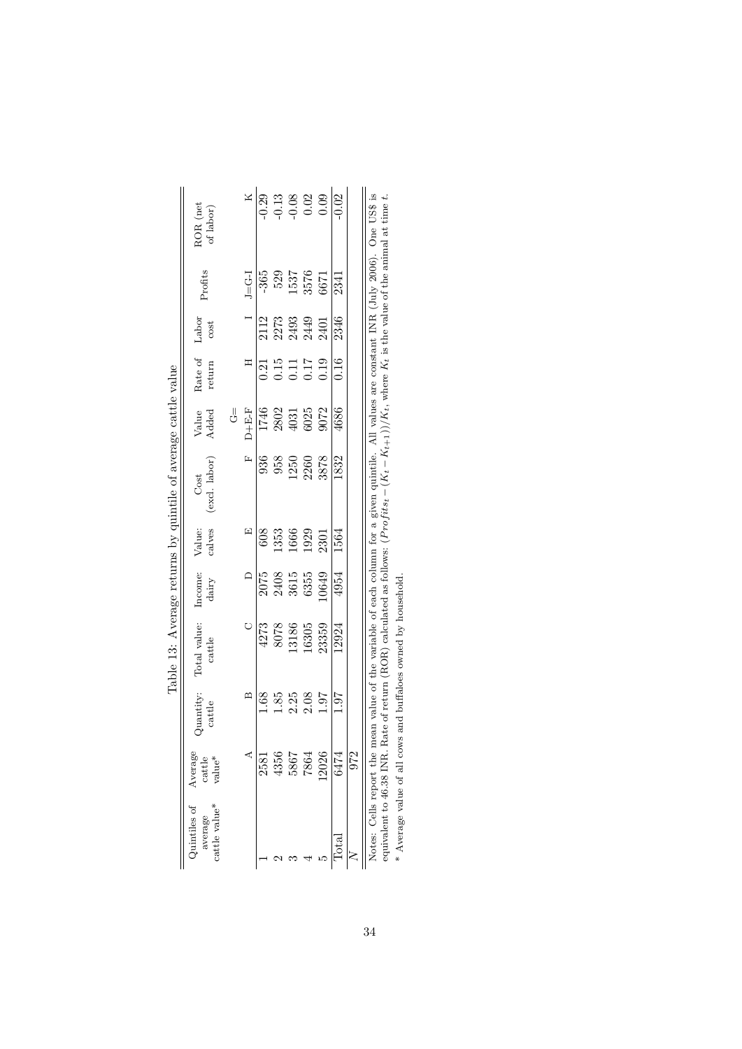Table 13: Average returns by quintile of average cattle value

| Quintiles of average cattle value* | Average cattle value* | Quantity: cattle | Total value: cattle | Income: dairy | Value: calves | Cost (excl. labor) | Value Added | Rate of return | Labor cost | Profits | ROR (net of labor) |
|---|---|---|---|---|---|---|---|---|---|---|---|
| | A | B | C | D | E | F | G= D+E-F | H | I | J=G-I | K |
| 1 | 2581 | 1.68 | 4273 | 2075 | 608 | 936 | 1746 | 0.21 | 2112 | -365 | -0.29 |
| 2 | 4356 | 1.85 | 8078 | 2408 | 1353 | 958 | 2802 | 0.15 | 2273 | 529 | -0.13 |
| 3 | 5867 | 2.25 | 13186 | 3615 | 1666 | 1250 | 4031 | 0.11 | 2493 | 1537 | -0.08 |
| 4 | 7864 | 2.08 | 16305 | 6355 | 1929 | 2260 | 6025 | 0.17 | 2449 | 3576 | 0.02 |
| 5 | 12026 | 1.97 | 23359 | 10649 | 2301 | 3878 | 9072 | 0.19 | 2401 | 6671 | 0.09 |
| Total | 6474 | 1.97 | 12924 | 4954 | 1564 | 1832 | 4686 | 0.16 | 2346 | 2341 | -0.02 |
| $N$ | 972 | | | | | | | | | | |

Notes: Cells report the mean value of the variable of each column for a given quintile. All values are constant INR (July 2006). One US$ is equivalent to 46.38 INR. Rate of return (ROR) calculated as follows: $(Profits_t - (K_t - K_{t+1}))/K_t$, where $K_t$ is the value of the animal at time $t$.

* Average value of all cows and buffaloes owned by household.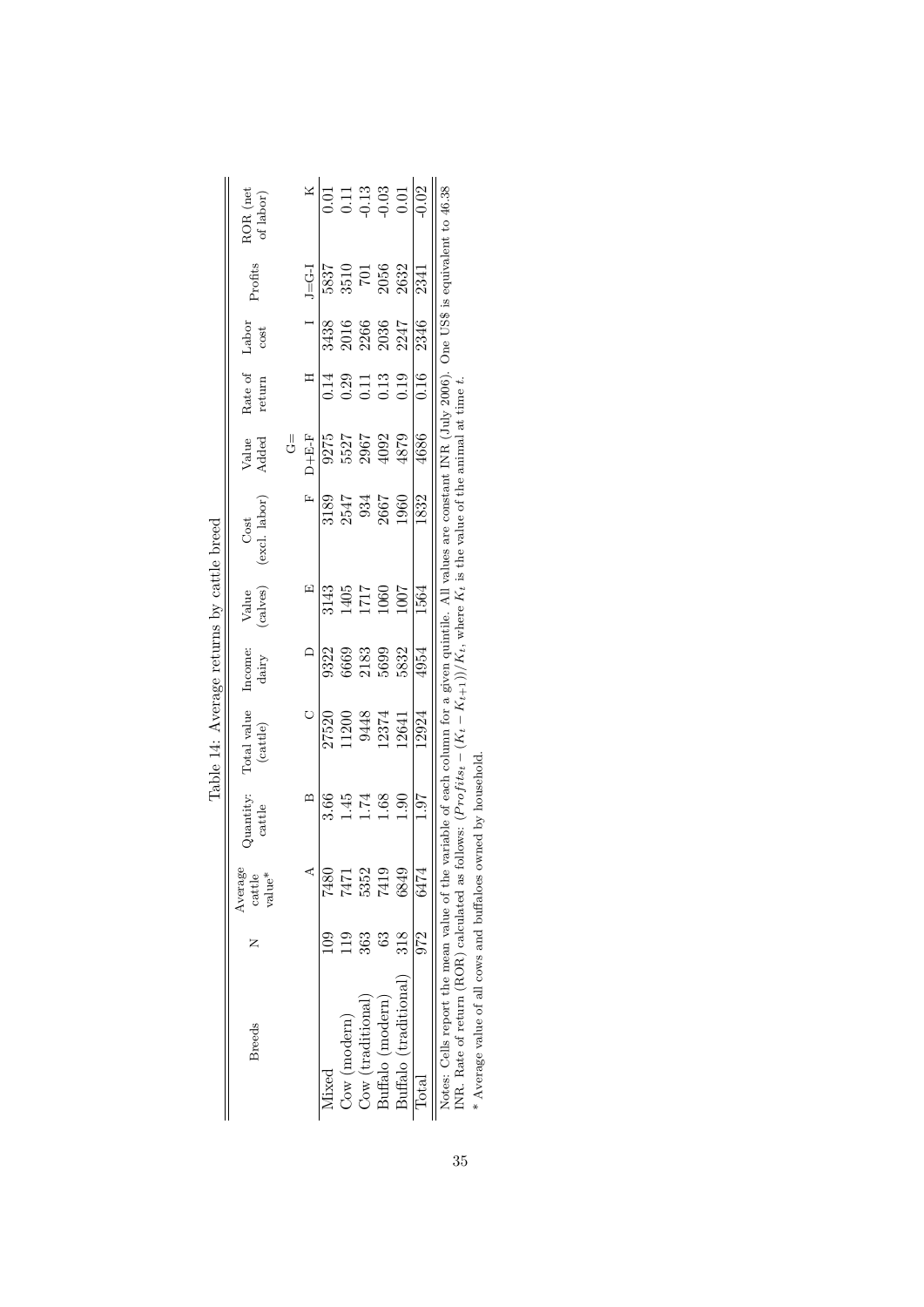Table 14: Average returns by cattle breed

| Breeds | N | Average cattle value* | Quantity: cattle | Total value (cattle) | Income: dairy | Value (calves) | Cost (excl. labor) | Value Added | Rate of return | Labor cost | Profits | ROR (net of labor) |
|---|---|---|---|---|---|---|---|---|---|---|---|---|
| | | A | B | C | D | E | F | G= D+E-F | H | I | J=G-I | K |
| Mixed | 109 | 7480 | 3.66 | 27520 | 9322 | 3143 | 3189 | 9275 | 0.14 | 3438 | 5837 | 0.01 |
| Cow (modern) | 119 | 7471 | 1.45 | 11200 | 6669 | 1405 | 2547 | 5527 | 0.29 | 2016 | 3510 | 0.11 |
| Cow (traditional) | 363 | 5352 | 1.74 | 9448 | 2183 | 1717 | 934 | 2967 | 0.11 | 2266 | 701 | -0.13 |
| Buffalo (modern) | 63 | 7419 | 1.68 | 12374 | 5699 | 1060 | 2667 | 4092 | 0.13 | 2036 | 2056 | -0.03 |
| Buffalo (traditional) | 318 | 6849 | 1.90 | 12641 | 5832 | 1007 | 1960 | 4879 | 0.19 | 2247 | 2632 | 0.01 |
| Total | 972 | 6474 | 1.97 | 12924 | 4954 | 1564 | 1832 | 4686 | 0.16 | 2346 | 2341 | -0.02 |

Notes: Cells report the mean value of the variable of each column for a given quintile. All values are constant INR (July 2006). One US$ is equivalent to 46.38 INR. Rate of return (ROR) calculated as follows: $(Profits_t - (K_t - K_{t+1}))/K_t$, where $K_t$ is the value of the animal at time $t$.

\* Average value of all cows and buffaloes owned by household.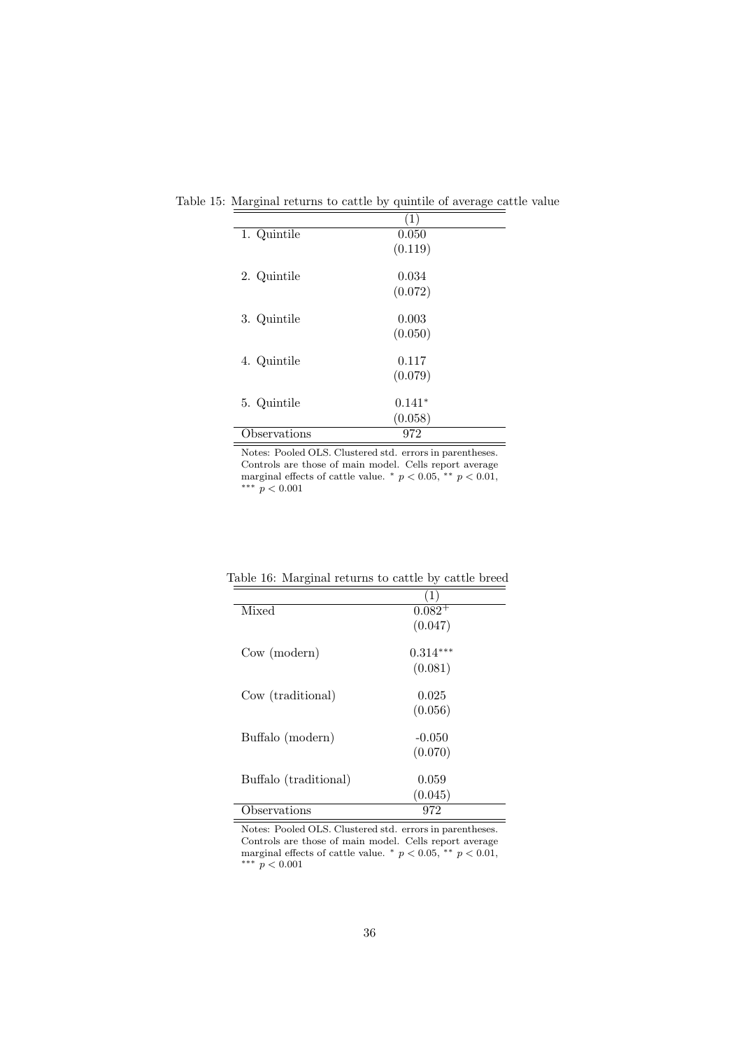Table 15: Marginal returns to cattle by quintile of average cattle value

| | (1) |
|---|---|
| 1. Quintile | 0.050 |
| | (0.119) |
| 2. Quintile | 0.034 |
| | (0.072) |
| 3. Quintile | 0.003 |
| | (0.050) |
| 4. Quintile | 0.117 |
| | (0.079) |
| 5. Quintile | $0.141^{*}$ |
| | (0.058) |
| Observations | 972 |

Notes: Pooled OLS. Clustered std. errors in parentheses. Controls are those of main model. Cells report average marginal effects of cattle value. $^{*}$ $p < 0.05$, $^{**}$ $p < 0.01$, $^{***}$ $p < 0.001$

Table 16: Marginal returns to cattle by cattle breed

| | (1) |
|---|---|
| Mixed | $0.082^{+}$ |
| | (0.047) |
| Cow (modern) | $0.314^{***}$ |
| | (0.081) |
| Cow (traditional) | 0.025 |
| | (0.056) |
| Buffalo (modern) | -0.050 |
| | (0.070) |
| Buffalo (traditional) | 0.059 |
| | (0.045) |
| Observations | 972 |

Notes: Pooled OLS. Clustered std. errors in parentheses. Controls are those of main model. Cells report average marginal effects of cattle value. $^{*}$ $p < 0.05$, $^{**}$ $p < 0.01$, $^{***}$ $p < 0.001$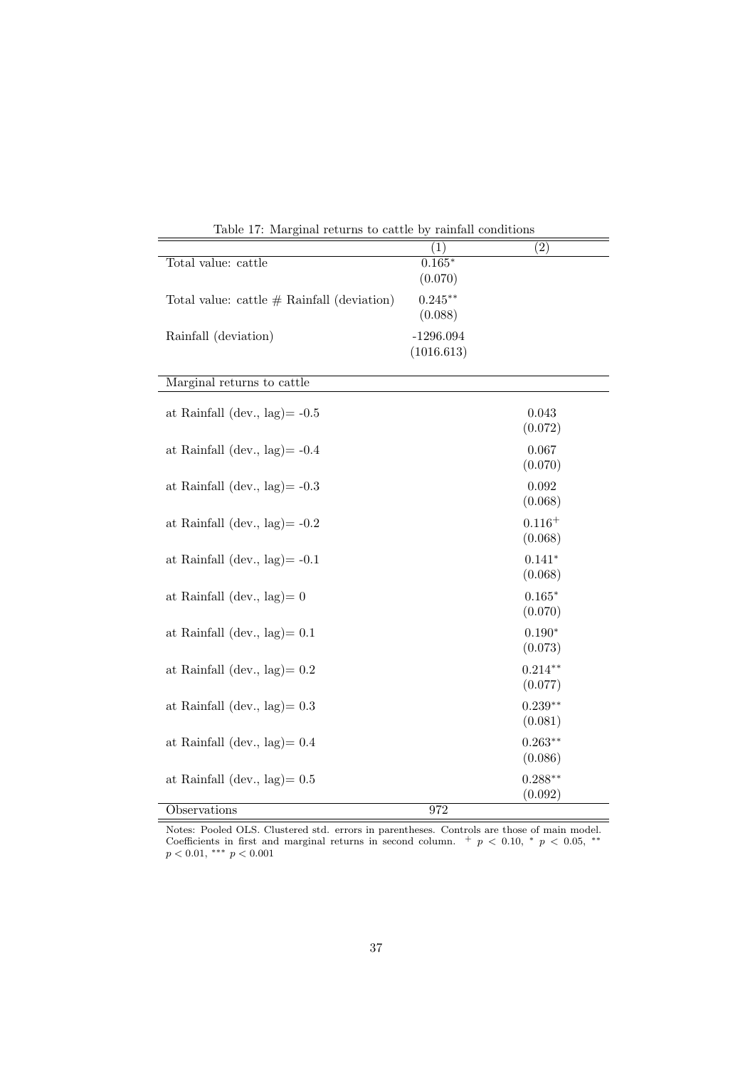Table 17: Marginal returns to cattle by rainfall conditions

| | (1) | (2) |
|---|---|---|
| Total value: cattle | $0.165^{*}$ | |
| | (0.070) | |
| Total value: cattle # Rainfall (deviation) | $0.245^{**}$ | |
| | (0.088) | |
| Rainfall (deviation) | -1296.094 | |
| | (1016.613) | |
| Marginal returns to cattle | | |
| at Rainfall (dev., lag)= -0.5 | | 0.043 |
| | | (0.072) |
| at Rainfall (dev., lag)= -0.4 | | 0.067 |
| | | (0.070) |
| at Rainfall (dev., lag)= -0.3 | | 0.092 |
| | | (0.068) |
| at Rainfall (dev., lag)= -0.2 | | $0.116^{+}$ |
| | | (0.068) |
| at Rainfall (dev., lag)= -0.1 | | $0.141^{*}$ |
| | | (0.068) |
| at Rainfall (dev., lag)= 0 | | $0.165^{*}$ |
| | | (0.070) |
| at Rainfall (dev., lag)= 0.1 | | $0.190^{*}$ |
| | | (0.073) |
| at Rainfall (dev., lag)= 0.2 | | $0.214^{**}$ |
| | | (0.077) |
| at Rainfall (dev., lag)= 0.3 | | $0.239^{**}$ |
| | | (0.081) |
| at Rainfall (dev., lag)= 0.4 | | $0.263^{**}$ |
| | | (0.086) |
| at Rainfall (dev., lag)= 0.5 | | $0.288^{**}$ |
| | | (0.092) |
| Observations | 972 | |

Notes: Pooled OLS. Clustered std. errors in parentheses. Controls are those of main model. Coefficients in first and marginal returns in second column. $^{+}$ $p < 0.10$, $^{*}$ $p < 0.05$, $^{**}$ $p < 0.01$, $^{***}$ $p < 0.001$